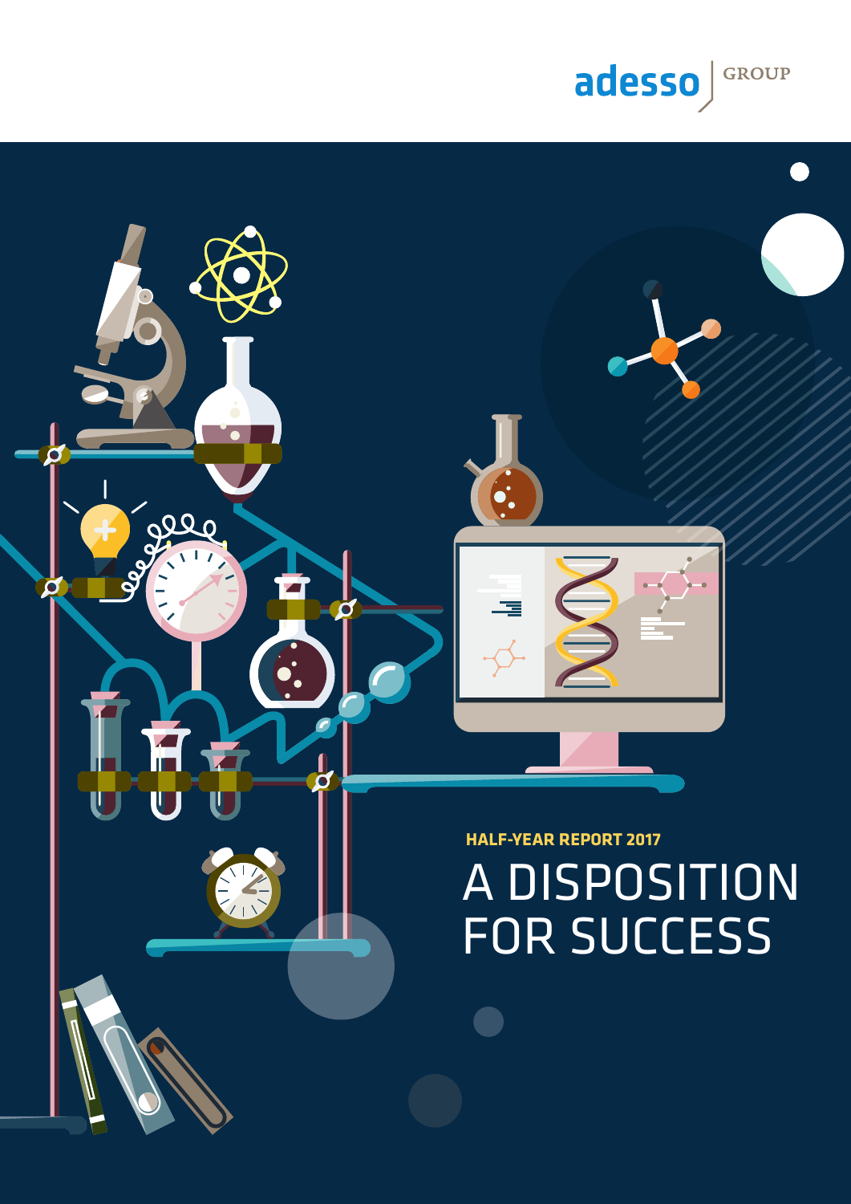adesso GROUP

HALF-YEAR REPORT 2017

# A DISPOSITION FOR SUCCESS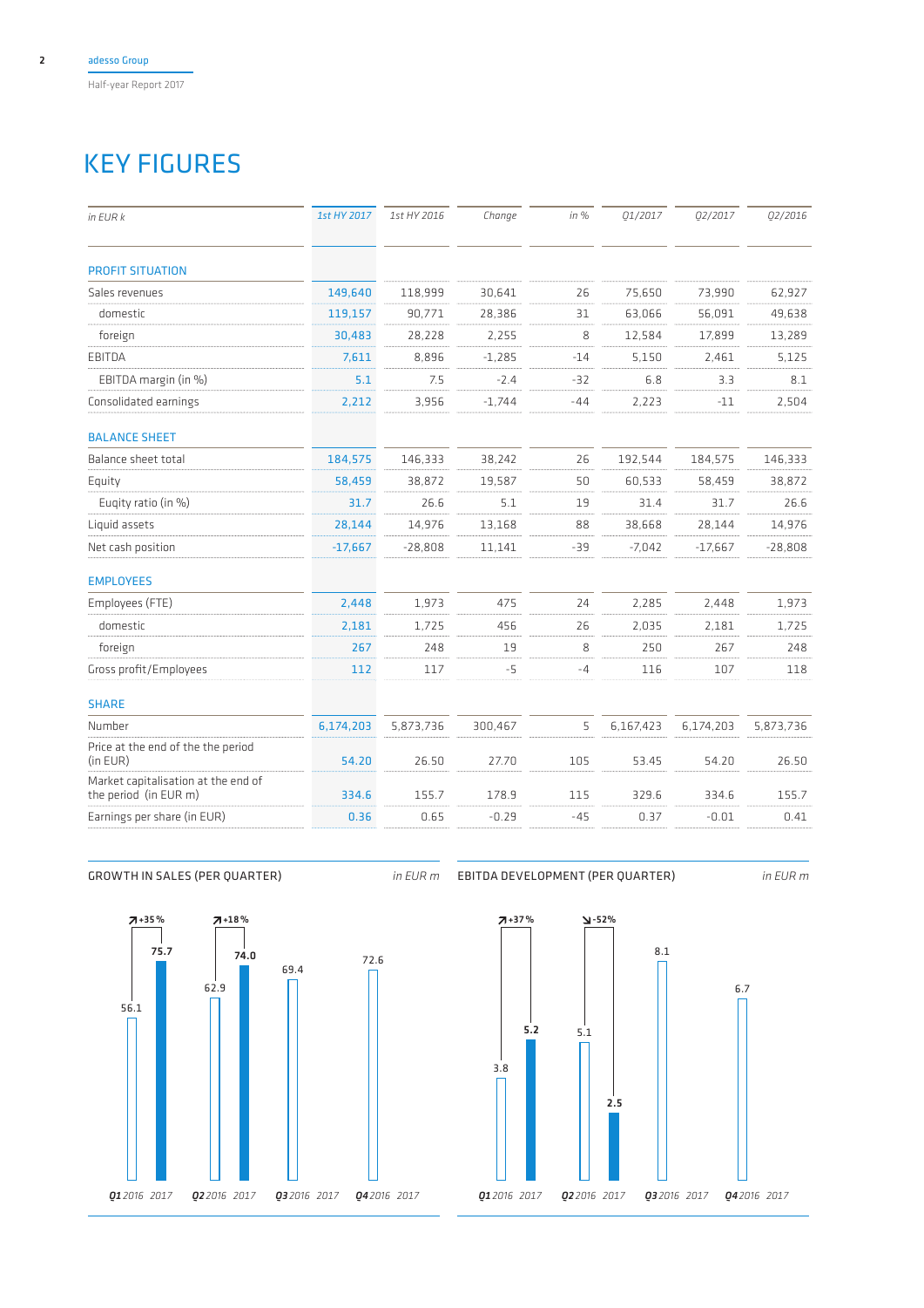# KEY FIGURES

| in EUR k | 1st HY 2017 | 1st HY 2016 | Change | in % | Q1/2017 | Q2/2017 | Q2/2016 |
|---|---|---|---|---|---|---|---|
| **PROFIT SITUATION** | | | | | | | |
| Sales revenues | 149,640 | 118,999 | 30,641 | 26 | 75,650 | 73,990 | 62,927 |
| domestic | 119,157 | 90,771 | 28,386 | 31 | 63,066 | 56,091 | 49,638 |
| foreign | 30,483 | 28,228 | 2,255 | 8 | 12,584 | 17,899 | 13,289 |
| EBITDA | 7,611 | 8,896 | -1,285 | -14 | 5,150 | 2,461 | 5,125 |
| EBITDA margin (in %) | 5.1 | 7.5 | -2.4 | -32 | 6.8 | 3.3 | 8.1 |
| Consolidated earnings | 2,212 | 3,956 | -1,744 | -44 | 2,223 | -11 | 2,504 |
| **BALANCE SHEET** | | | | | | | |
| Balance sheet total | 184,575 | 146,333 | 38,242 | 26 | 192,544 | 184,575 | 146,333 |
| Equity | 58,459 | 38,872 | 19,587 | 50 | 60,533 | 58,459 | 38,872 |
| Euqity ratio (in %) | 31.7 | 26.6 | 5.1 | 19 | 31.4 | 31.7 | 26.6 |
| Liquid assets | 28,144 | 14,976 | 13,168 | 88 | 38,668 | 28,144 | 14,976 |
| Net cash position | -17,667 | -28,808 | 11,141 | -39 | -7,042 | -17,667 | -28,808 |
| **EMPLOYEES** | | | | | | | |
| Employees (FTE) | 2,448 | 1,973 | 475 | 24 | 2,285 | 2,448 | 1,973 |
| domestic | 2,181 | 1,725 | 456 | 26 | 2,035 | 2,181 | 1,725 |
| foreign | 267 | 248 | 19 | 8 | 250 | 267 | 248 |
| Gross profit/Employees | 112 | 117 | -5 | -4 | 116 | 107 | 118 |
| **SHARE** | | | | | | | |
| Number | 6,174,203 | 5,873,736 | 300,467 | 5 | 6,167,423 | 6,174,203 | 5,873,736 |
| Price at the end of the the period (in EUR) | 54.20 | 26.50 | 27.70 | 105 | 53.45 | 54.20 | 26.50 |
| Market capitalisation at the end of the period (in EUR m) | 334.6 | 155.7 | 178.9 | 115 | 329.6 | 334.6 | 155.7 |
| Earnings per share (in EUR) | 0.36 | 0.65 | -0.29 | -45 | 0.37 | -0.01 | 0.41 |

GROWTH IN SALES (PER QUARTER) *in EUR m*

| Quarter | 2016 | 2017 | Change |
|---|---|---|---|
| Q1 | 56.1 | 75.7 | +35% |
| Q2 | 62.9 | 74.0 | +18% |
| Q3 | 69.4 | | |
| Q4 | 72.6 | | |

EBITDA DEVELOPMENT (PER QUARTER) *in EUR m*

| Quarter | 2016 | 2017 | Change |
|---|---|---|---|
| Q1 | 3.8 | 5.2 | +37% |
| Q2 | 5.1 | 2.5 | -52% |
| Q3 | 8.1 | | |
| Q4 | 6.7 | | |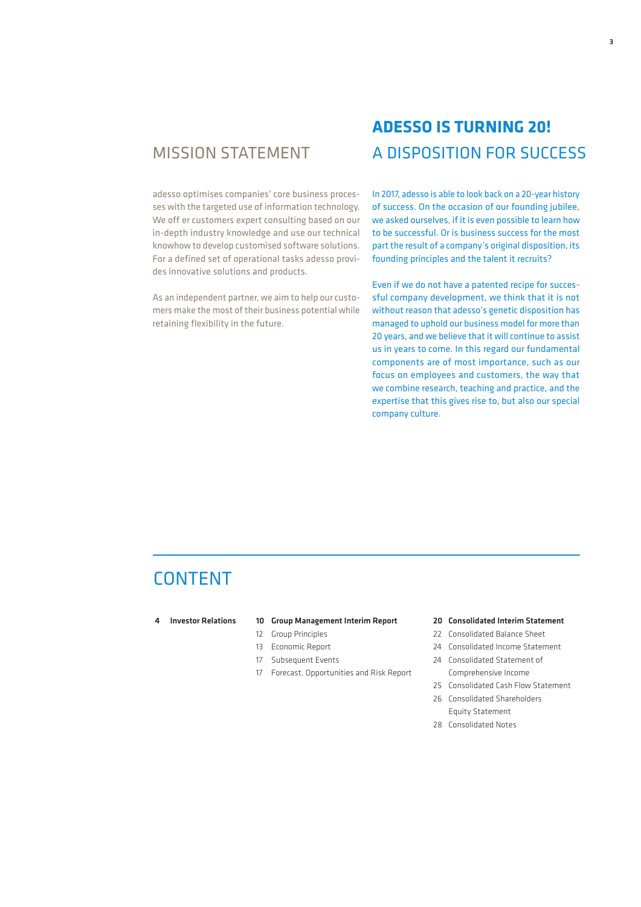## MISSION STATEMENT

adesso optimises companies' core business processes with the targeted use of information technology. We off er customers expert consulting based on our in-depth industry knowledge and use our technical knowhow to develop customised software solutions. For a defined set of operational tasks adesso provides innovative solutions and products.

As an independent partner, we aim to help our customers make the most of their business potential while retaining flexibility in the future.

## ADESSO IS TURNING 20!
## A DISPOSITION FOR SUCCESS

In 2017, adesso is able to look back on a 20-year history of success. On the occasion of our founding jubilee, we asked ourselves, if it is even possible to learn how to be successful. Or is business success for the most part the result of a company's original disposition, its founding principles and the talent it recruits?

Even if we do not have a patented recipe for successful company development, we think that it is not without reason that adesso's genetic disposition has managed to uphold our business model for more than 20 years, and we believe that it will continue to assist us in years to come. In this regard our fundamental components are of most importance, such as our focus on employees and customers, the way that we combine research, teaching and practice, and the expertise that this gives rise to, but also our special company culture.

## CONTENT

**4 Investor Relations**

**10 Group Management Interim Report**
- 12 Group Principles
- 13 Economic Report
- 17 Subsequent Events
- 17 Forecast, Opportunities and Risk Report

**20 Consolidated Interim Statement**
- 22 Consolidated Balance Sheet
- 24 Consolidated Income Statement
- 24 Consolidated Statement of Comprehensive Income
- 25 Consolidated Cash Flow Statement
- 26 Consolidated Shareholders Equity Statement
- 28 Consolidated Notes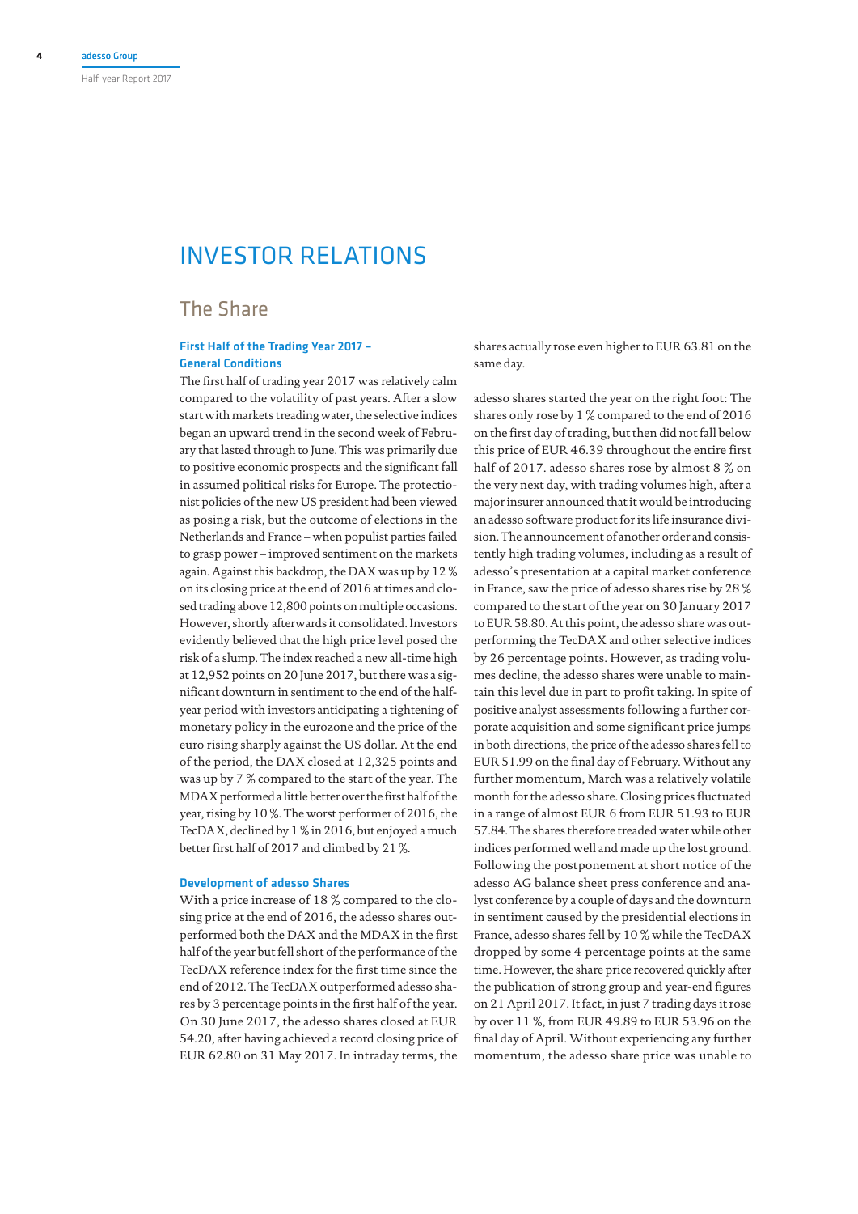# INVESTOR RELATIONS

## The Share

### First Half of the Trading Year 2017 – General Conditions

The first half of trading year 2017 was relatively calm compared to the volatility of past years. After a slow start with markets treading water, the selective indices began an upward trend in the second week of February that lasted through to June. This was primarily due to positive economic prospects and the significant fall in assumed political risks for Europe. The protectionist policies of the new US president had been viewed as posing a risk, but the outcome of elections in the Netherlands and France – when populist parties failed to grasp power – improved sentiment on the markets again. Against this backdrop, the DAX was up by 12 % on its closing price at the end of 2016 at times and closed trading above 12,800 points on multiple occasions. However, shortly afterwards it consolidated. Investors evidently believed that the high price level posed the risk of a slump. The index reached a new all-time high at 12,952 points on 20 June 2017, but there was a significant downturn in sentiment to the end of the half-year period with investors anticipating a tightening of monetary policy in the eurozone and the price of the euro rising sharply against the US dollar. At the end of the period, the DAX closed at 12,325 points and was up by 7 % compared to the start of the year. The MDAX performed a little better over the first half of the year, rising by 10 %. The worst performer of 2016, the TecDAX, declined by 1 % in 2016, but enjoyed a much better first half of 2017 and climbed by 21 %.

### Development of adesso Shares

With a price increase of 18 % compared to the closing price at the end of 2016, the adesso shares outperformed both the DAX and the MDAX in the first half of the year but fell short of the performance of the TecDAX reference index for the first time since the end of 2012. The TecDAX outperformed adesso shares by 3 percentage points in the first half of the year. On 30 June 2017, the adesso shares closed at EUR 54.20, after having achieved a record closing price of EUR 62.80 on 31 May 2017. In intraday terms, the shares actually rose even higher to EUR 63.81 on the same day.

adesso shares started the year on the right foot: The shares only rose by 1 % compared to the end of 2016 on the first day of trading, but then did not fall below this price of EUR 46.39 throughout the entire first half of 2017. adesso shares rose by almost 8 % on the very next day, with trading volumes high, after a major insurer announced that it would be introducing an adesso software product for its life insurance division. The announcement of another order and consistently high trading volumes, including as a result of adesso's presentation at a capital market conference in France, saw the price of adesso shares rise by 28 % compared to the start of the year on 30 January 2017 to EUR 58.80. At this point, the adesso share was outperforming the TecDAX and other selective indices by 26 percentage points. However, as trading volumes decline, the adesso shares were unable to maintain this level due in part to profit taking. In spite of positive analyst assessments following a further corporate acquisition and some significant price jumps in both directions, the price of the adesso shares fell to EUR 51.99 on the final day of February. Without any further momentum, March was a relatively volatile month for the adesso share. Closing prices fluctuated in a range of almost EUR 6 from EUR 51.93 to EUR 57.84. The shares therefore treaded water while other indices performed well and made up the lost ground. Following the postponement at short notice of the adesso AG balance sheet press conference and analyst conference by a couple of days and the downturn in sentiment caused by the presidential elections in France, adesso shares fell by 10 % while the TecDAX dropped by some 4 percentage points at the same time. However, the share price recovered quickly after the publication of strong group and year-end figures on 21 April 2017. It fact, in just 7 trading days it rose by over 11 %, from EUR 49.89 to EUR 53.96 on the final day of April. Without experiencing any further momentum, the adesso share price was unable to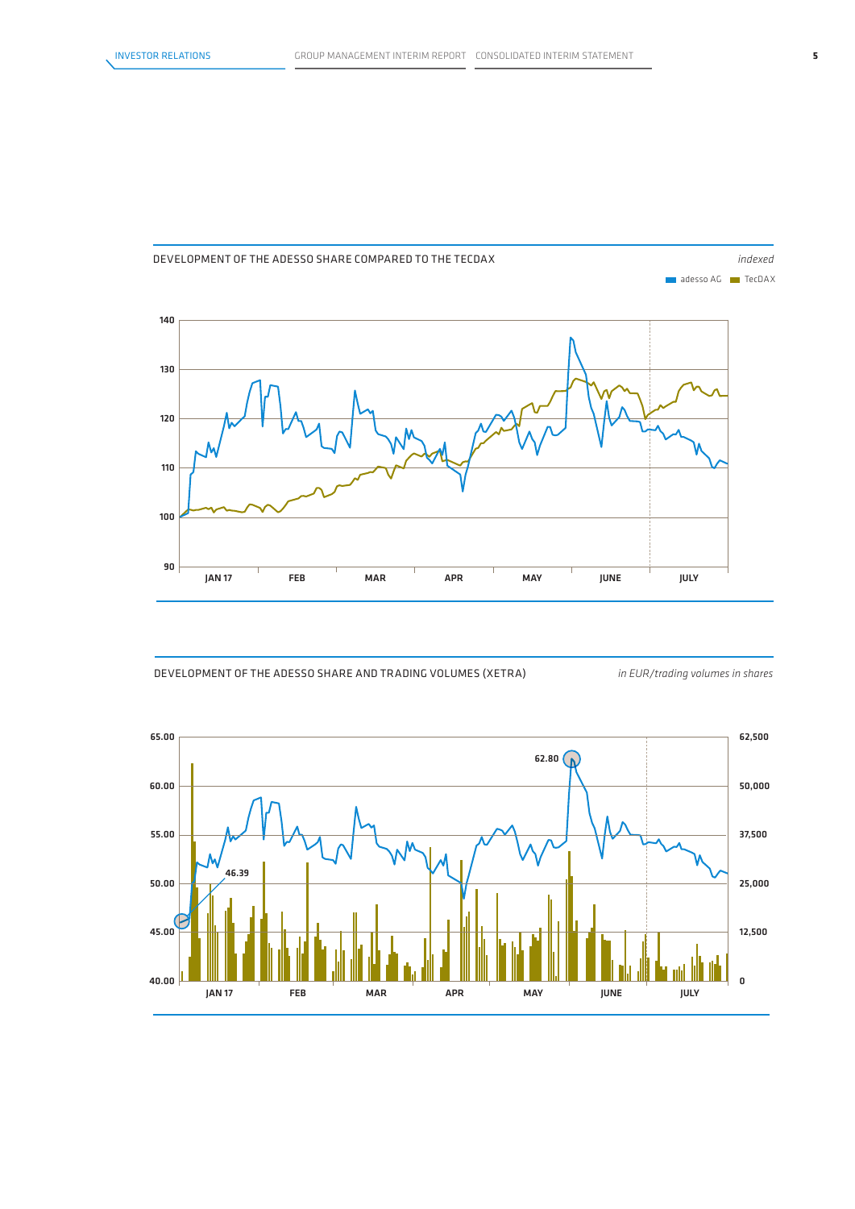## DEVELOPMENT OF THE ADESSO SHARE COMPARED TO THE TECDAX

*indexed*

adesso AG · TecDAX

140
130
120
110
100
90

JAN 17 · FEB · MAR · APR · MAY · JUNE · JULY

## DEVELOPMENT OF THE ADESSO SHARE AND TRADING VOLUMES (XETRA)

*in EUR/trading volumes in shares*

65.00 · 60.00 · 55.00 · 50.00 · 45.00 · 40.00

62,500 · 50,000 · 37,500 · 25,000 · 12,500 · 0

62.80

46.39

JAN 17 · FEB · MAR · APR · MAY · JUNE · JULY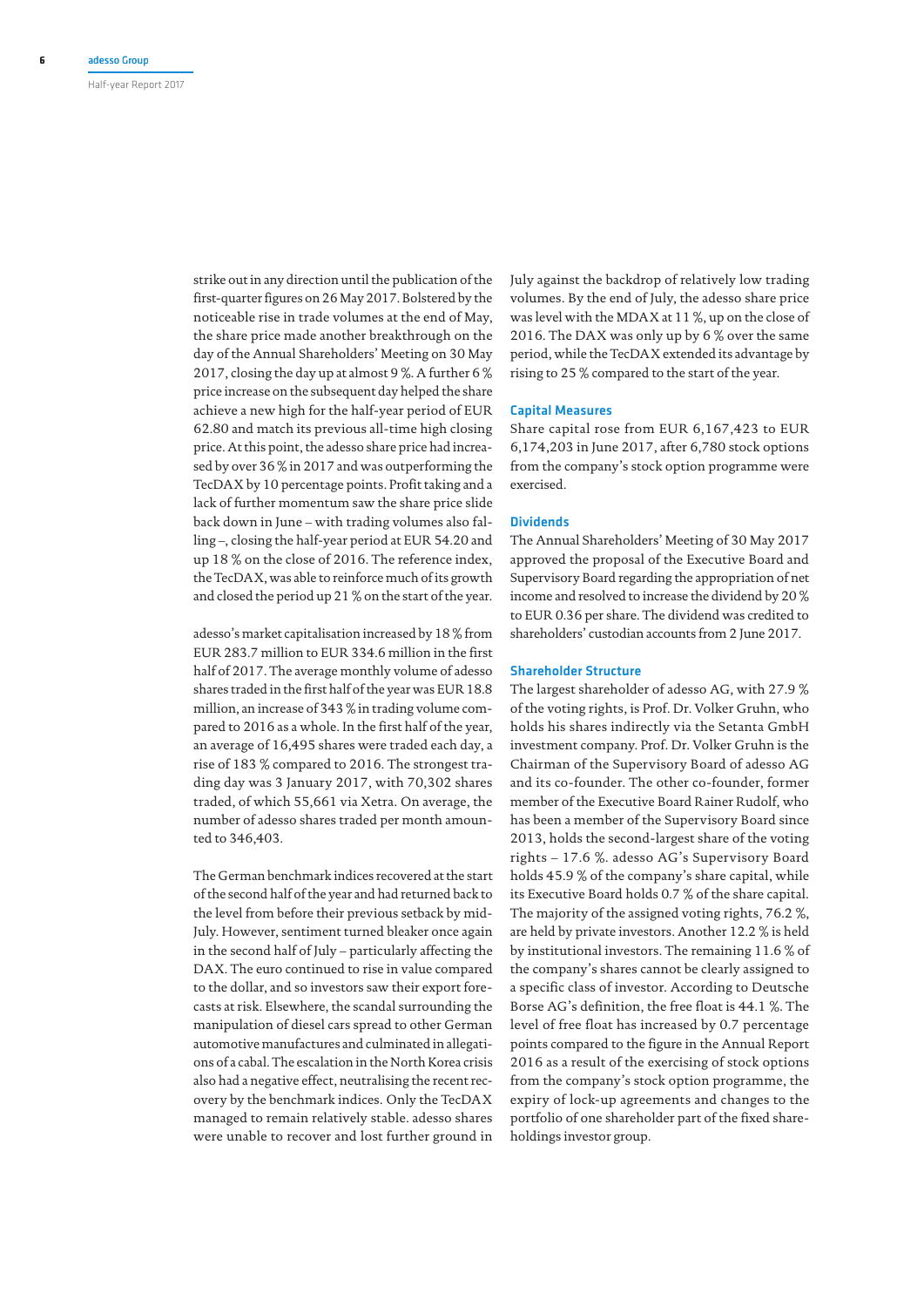strike out in any direction until the publication of the first-quarter figures on 26 May 2017. Bolstered by the noticeable rise in trade volumes at the end of May, the share price made another breakthrough on the day of the Annual Shareholders' Meeting on 30 May 2017, closing the day up at almost 9 %. A further 6 % price increase on the subsequent day helped the share achieve a new high for the half-year period of EUR 62.80 and match its previous all-time high closing price. At this point, the adesso share price had increased by over 36 % in 2017 and was outperforming the TecDAX by 10 percentage points. Profit taking and a lack of further momentum saw the share price slide back down in June – with trading volumes also falling –, closing the half-year period at EUR 54.20 and up 18 % on the close of 2016. The reference index, the TecDAX, was able to reinforce much of its growth and closed the period up 21 % on the start of the year.

adesso's market capitalisation increased by 18 % from EUR 283.7 million to EUR 334.6 million in the first half of 2017. The average monthly volume of adesso shares traded in the first half of the year was EUR 18.8 million, an increase of 343 % in trading volume compared to 2016 as a whole. In the first half of the year, an average of 16,495 shares were traded each day, a rise of 183 % compared to 2016. The strongest trading day was 3 January 2017, with 70,302 shares traded, of which 55,661 via Xetra. On average, the number of adesso shares traded per month amounted to 346,403.

The German benchmark indices recovered at the start of the second half of the year and had returned back to the level from before their previous setback by mid-July. However, sentiment turned bleaker once again in the second half of July – particularly affecting the DAX. The euro continued to rise in value compared to the dollar, and so investors saw their export forecasts at risk. Elsewhere, the scandal surrounding the manipulation of diesel cars spread to other German automotive manufactures and culminated in allegations of a cabal. The escalation in the North Korea crisis also had a negative effect, neutralising the recent recovery by the benchmark indices. Only the TecDAX managed to remain relatively stable. adesso shares were unable to recover and lost further ground in July against the backdrop of relatively low trading volumes. By the end of July, the adesso share price was level with the MDAX at 11 %, up on the close of 2016. The DAX was only up by 6 % over the same period, while the TecDAX extended its advantage by rising to 25 % compared to the start of the year.

### Capital Measures

Share capital rose from EUR 6,167,423 to EUR 6,174,203 in June 2017, after 6,780 stock options from the company's stock option programme were exercised.

### Dividends

The Annual Shareholders' Meeting of 30 May 2017 approved the proposal of the Executive Board and Supervisory Board regarding the appropriation of net income and resolved to increase the dividend by 20 % to EUR 0.36 per share. The dividend was credited to shareholders' custodian accounts from 2 June 2017.

### Shareholder Structure

The largest shareholder of adesso AG, with 27.9 % of the voting rights, is Prof. Dr. Volker Gruhn, who holds his shares indirectly via the Setanta GmbH investment company. Prof. Dr. Volker Gruhn is the Chairman of the Supervisory Board of adesso AG and its co-founder. The other co-founder, former member of the Executive Board Rainer Rudolf, who has been a member of the Supervisory Board since 2013, holds the second-largest share of the voting rights – 17.6 %. adesso AG's Supervisory Board holds 45.9 % of the company's share capital, while its Executive Board holds 0.7 % of the share capital. The majority of the assigned voting rights, 76.2 %, are held by private investors. Another 12.2 % is held by institutional investors. The remaining 11.6 % of the company's shares cannot be clearly assigned to a specific class of investor. According to Deutsche Borse AG's definition, the free float is 44.1 %. The level of free float has increased by 0.7 percentage points compared to the figure in the Annual Report 2016 as a result of the exercising of stock options from the company's stock option programme, the expiry of lock-up agreements and changes to the portfolio of one shareholder part of the fixed shareholdings investor group.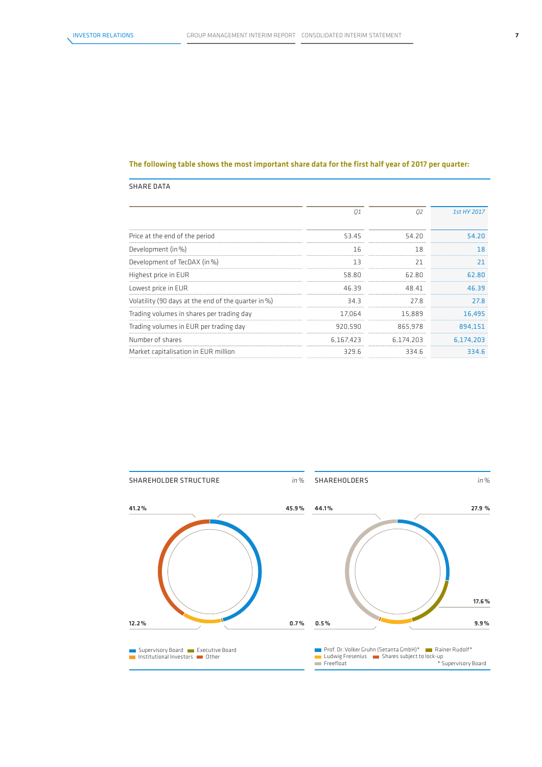**The following table shows the most important share data for the first half year of 2017 per quarter:**

SHARE DATA

| | Q1 | Q2 | 1st HY 2017 |
|---|---|---|---|
| Price at the end of the period | 53.45 | 54.20 | 54.20 |
| Development (in %) | 16 | 18 | 18 |
| Development of TecDAX (in %) | 13 | 21 | 21 |
| Highest price in EUR | 58.80 | 62.80 | 62.80 |
| Lowest price in EUR | 46.39 | 48.41 | 46.39 |
| Volatility (90 days at the end of the quarter in %) | 34.3 | 27.8 | 27.8 |
| Trading volumes in shares per trading day | 17,064 | 15,889 | 16,495 |
| Trading volumes in EUR per trading day | 920,590 | 865,978 | 894,151 |
| Number of shares | 6,167,423 | 6,174,203 | 6,174,203 |
| Market capitalisation in EUR million | 329.6 | 334.6 | 334.6 |

SHAREHOLDER STRUCTURE *in %*

41.2 %
45.9 %
12.2 %
0.7 %

Supervisory Board
Executive Board
Institutional Investors
Other

SHAREHOLDERS *in %*

44.1 %
27.9 %
17.6 %
0.5 %
9.9 %

Prof. Dr. Volker Gruhn (Setanta GmbH)*
Rainer Rudolf*
Ludwig Fresenius
Shares subject to lock-up
Freefloat

\* Supervisory Board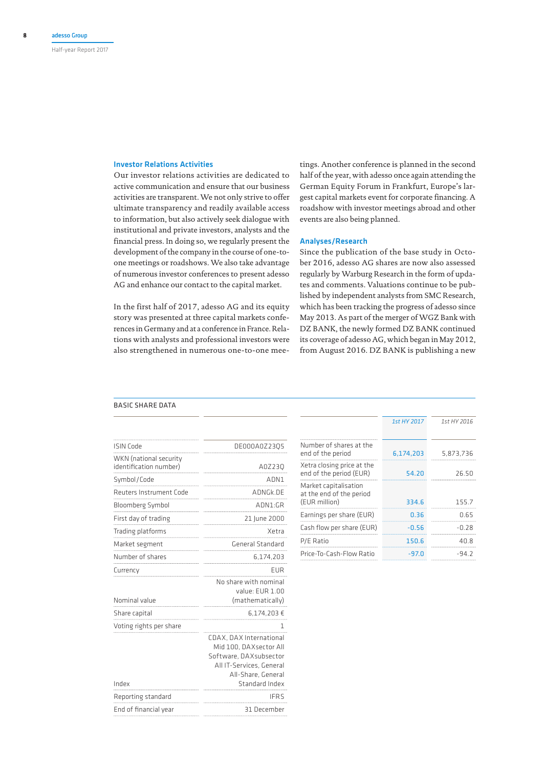### Investor Relations Activities

Our investor relations activities are dedicated to active communication and ensure that our business activities are transparent. We not only strive to offer ultimate transparency and readily available access to information, but also actively seek dialogue with institutional and private investors, analysts and the financial press. In doing so, we regularly present the development of the company in the course of one-to-one meetings or roadshows. We also take advantage of numerous investor conferences to present adesso AG and enhance our contact to the capital market.

In the first half of 2017, adesso AG and its equity story was presented at three capital markets conferences in Germany and at a conference in France. Relations with analysts and professional investors were also strengthened in numerous one-to-one meetings. Another conference is planned in the second half of the year, with adesso once again attending the German Equity Forum in Frankfurt, Europe's largest capital markets event for corporate financing. A roadshow with investor meetings abroad and other events are also being planned.

### Analyses/Research

Since the publication of the base study in October 2016, adesso AG shares are now also assessed regularly by Warburg Research in the form of updates and comments. Valuations continue to be published by independent analysts from SMC Research, which has been tracking the progress of adesso since May 2013. As part of the merger of WGZ Bank with DZ BANK, the newly formed DZ BANK continued its coverage of adesso AG, which began in May 2012, from August 2016. DZ BANK is publishing a new

BASIC SHARE DATA

| | |
|---|---|
| ISIN Code | DE000A0Z23Q5 |
| WKN (national security identification number) | A0Z23Q |
| Symbol/Code | ADN1 |
| Reuters Instrument Code | ADNGk.DE |
| Bloomberg Symbol | ADN1:GR |
| First day of trading | 21 June 2000 |
| Trading platforms | Xetra |
| Market segment | General Standard |
| Number of shares | 6,174,203 |
| Currency | EUR |
| Nominal value | No share with nominal value: EUR 1.00 (mathematically) |
| Share capital | 6,174,203 € |
| Voting rights per share | 1 |
| Index | CDAX, DAX International Mid 100, DAXsector All Software, DAXsubsector All IT-Services, General All-Share, General Standard Index |
| Reporting standard | IFRS |
| End of financial year | 31 December |

| | *1st HY 2017* | *1st HY 2016* |
|---|---|---|
| Number of shares at the end of the period | 6,174,203 | 5,873,736 |
| Xetra closing price at the end of the period (EUR) | 54.20 | 26.50 |
| Market capitalisation at the end of the period (EUR million) | 334.6 | 155.7 |
| Earnings per share (EUR) | 0.36 | 0.65 |
| Cash flow per share (EUR) | -0.56 | -0.28 |
| P/E Ratio | 150.6 | 40.8 |
| Price-To-Cash-Flow Ratio | -97.0 | -94.2 |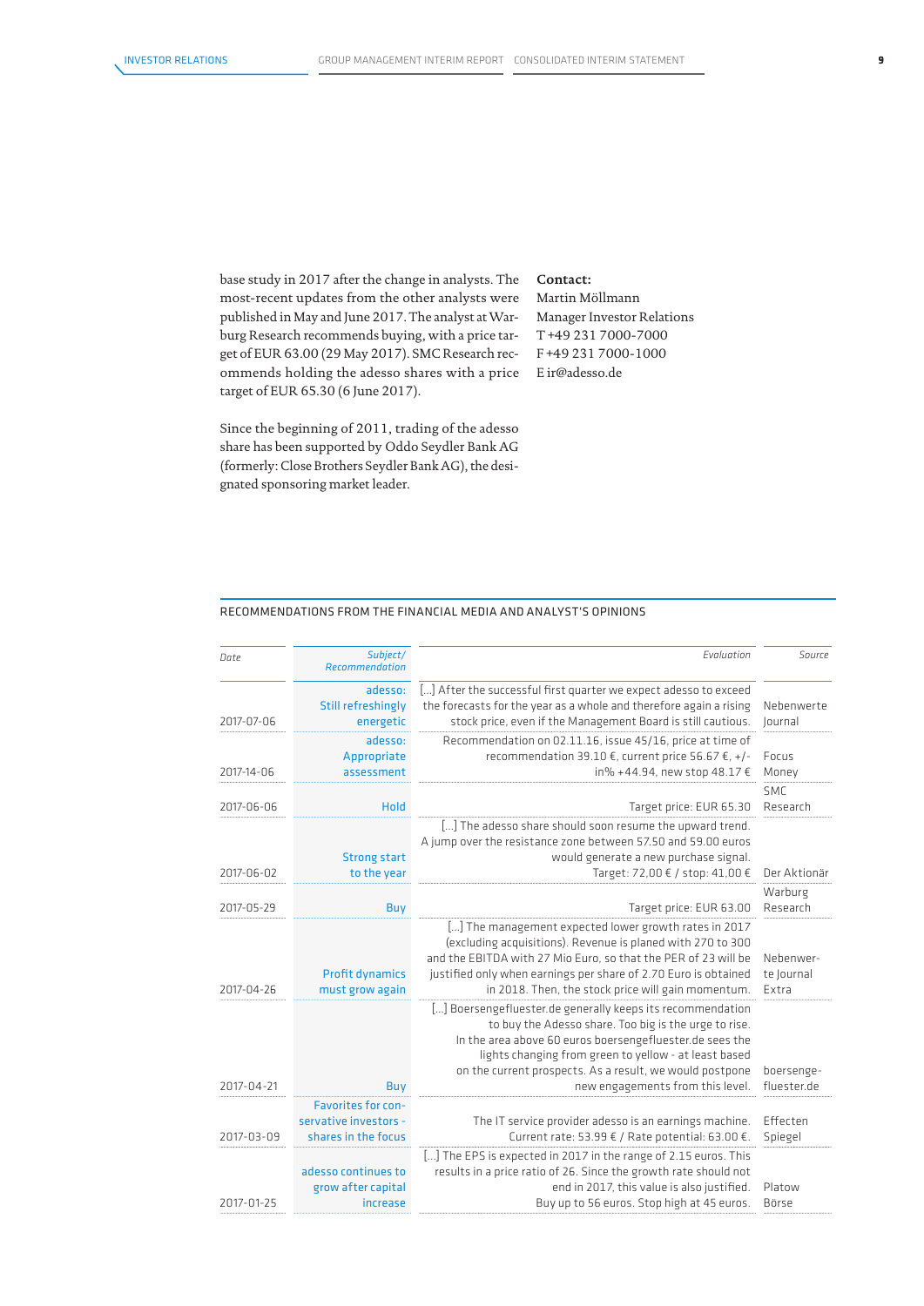base study in 2017 after the change in analysts. The most-recent updates from the other analysts were published in May and June 2017. The analyst at Warburg Research recommends buying, with a price target of EUR 63.00 (29 May 2017). SMC Research recommends holding the adesso shares with a price target of EUR 65.30 (6 June 2017).

Since the beginning of 2011, trading of the adesso share has been supported by Oddo Seydler Bank AG (formerly: Close Brothers Seydler Bank AG), the designated sponsoring market leader.

**Contact:**
Martin Möllmann
Manager Investor Relations
T +49 231 7000-7000
F +49 231 7000-1000
E ir@adesso.de

## RECOMMENDATIONS FROM THE FINANCIAL MEDIA AND ANALYST'S OPINIONS

| *Date* | *Subject/ Recommendation* | *Evaluation* | *Source* |
|---|---|---|---|
| 2017-07-06 | adesso: Still refreshingly energetic | [...] After the successful first quarter we expect adesso to exceed the forecasts for the year as a whole and therefore again a rising stock price, even if the Management Board is still cautious. | Nebenwerte Journal |
| 2017-14-06 | adesso: Appropriate assessment | Recommendation on 02.11.16, issue 45/16, price at time of recommendation 39.10 €, current price 56.67 €, +/- in% +44.94, new stop 48.17 € | Focus Money |
| 2017-06-06 | Hold | Target price: EUR 65.30 | SMC Research |
| 2017-06-02 | Strong start to the year | [...] The adesso share should soon resume the upward trend. A jump over the resistance zone between 57.50 and 59.00 euros would generate a new purchase signal. Target: 72,00 € / stop: 41,00 € | Der Aktionär |
| 2017-05-29 | Buy | Target price: EUR 63.00 | Warburg Research |
| 2017-04-26 | Profit dynamics must grow again | [...] The management expected lower growth rates in 2017 (excluding acquisitions). Revenue is planed with 270 to 300 and the EBITDA with 27 Mio Euro, so that the PER of 23 will be justified only when earnings per share of 2.70 Euro is obtained in 2018. Then, the stock price will gain momentum. | Nebenwerte Journal Extra |
| 2017-04-21 | Buy | [...] Boersengefluester.de generally keeps its recommendation to buy the Adesso share. Too big is the urge to rise. In the area above 60 euros boersengefluester.de sees the lights changing from green to yellow - at least based on the current prospects. As a result, we would postpone new engagements from this level. | boersengefluester.de |
| 2017-03-09 | Favorites for conservative investors - shares in the focus | The IT service provider adesso is an earnings machine. Current rate: 53.99 € / Rate potential: 63.00 €. | Effecten Spiegel |
| 2017-01-25 | adesso continues to grow after capital increase | [...] The EPS is expected in 2017 in the range of 2.15 euros. This results in a price ratio of 26. Since the growth rate should not end in 2017, this value is also justified. Buy up to 56 euros. Stop high at 45 euros. | Platow Börse |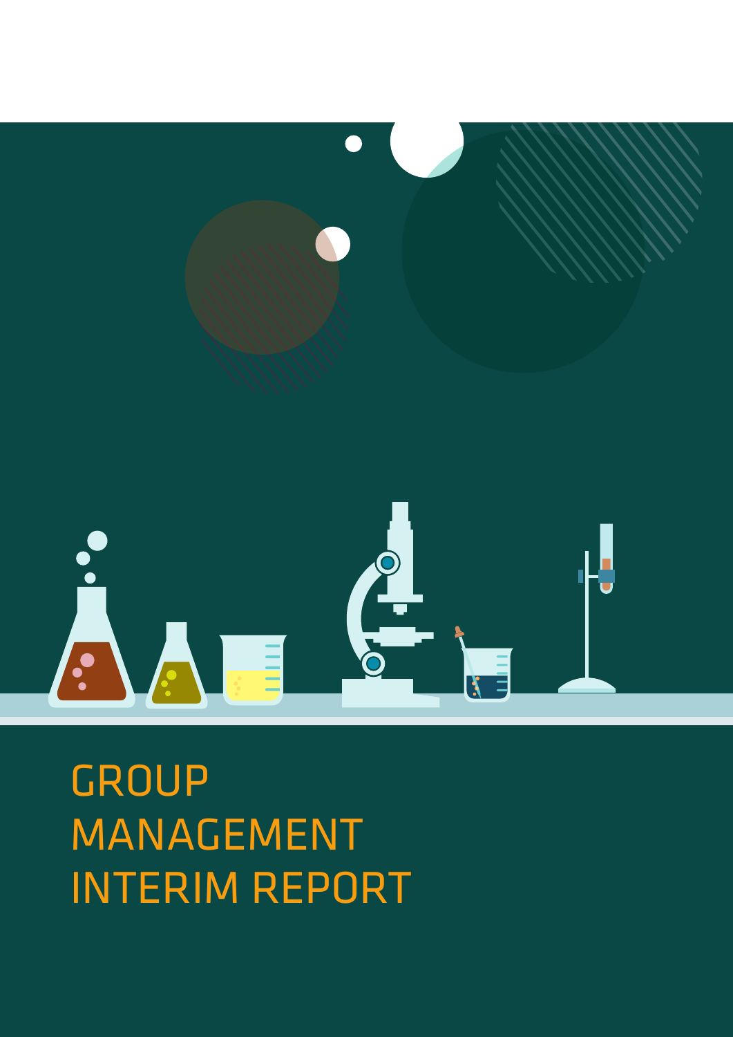# GROUP MANAGEMENT INTERIM REPORT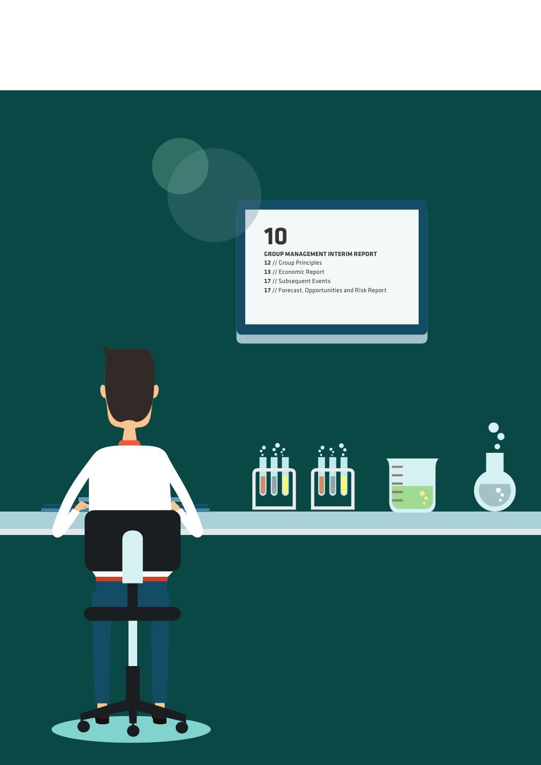# 10

## GROUP MANAGEMENT INTERIM REPORT

**12** // Group Principles
**13** // Economic Report
**17** // Subsequent Events
**17** // Forecast, Opportunities and Risk Report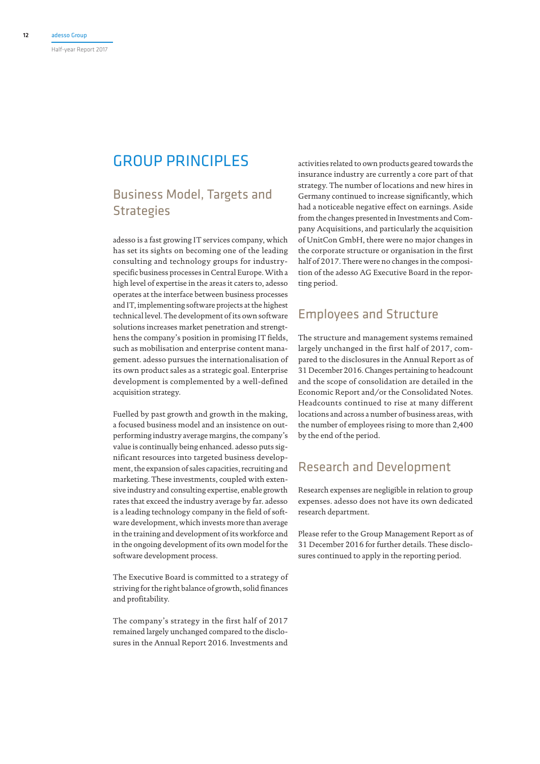# GROUP PRINCIPLES

## Business Model, Targets and Strategies

adesso is a fast growing IT services company, which has set its sights on becoming one of the leading consulting and technology groups for industry-specific business processes in Central Europe. With a high level of expertise in the areas it caters to, adesso operates at the interface between business processes and IT, implementing software projects at the highest technical level. The development of its own software solutions increases market penetration and strengthens the company's position in promising IT fields, such as mobilisation and enterprise content management. adesso pursues the internationalisation of its own product sales as a strategic goal. Enterprise development is complemented by a well-defined acquisition strategy.

Fuelled by past growth and growth in the making, a focused business model and an insistence on outperforming industry average margins, the company's value is continually being enhanced. adesso puts significant resources into targeted business development, the expansion of sales capacities, recruiting and marketing. These investments, coupled with extensive industry and consulting expertise, enable growth rates that exceed the industry average by far. adesso is a leading technology company in the field of software development, which invests more than average in the training and development of its workforce and in the ongoing development of its own model for the software development process.

The Executive Board is committed to a strategy of striving for the right balance of growth, solid finances and profitability.

The company's strategy in the first half of 2017 remained largely unchanged compared to the disclosures in the Annual Report 2016. Investments and activities related to own products geared towards the insurance industry are currently a core part of that strategy. The number of locations and new hires in Germany continued to increase significantly, which had a noticeable negative effect on earnings. Aside from the changes presented in Investments and Company Acquisitions, and particularly the acquisition of UnitCon GmbH, there were no major changes in the corporate structure or organisation in the first half of 2017. There were no changes in the composition of the adesso AG Executive Board in the reporting period.

## Employees and Structure

The structure and management systems remained largely unchanged in the first half of 2017, compared to the disclosures in the Annual Report as of 31 December 2016. Changes pertaining to headcount and the scope of consolidation are detailed in the Economic Report and/or the Consolidated Notes. Headcounts continued to rise at many different locations and across a number of business areas, with the number of employees rising to more than 2,400 by the end of the period.

## Research and Development

Research expenses are negligible in relation to group expenses. adesso does not have its own dedicated research department.

Please refer to the Group Management Report as of 31 December 2016 for further details. These disclosures continued to apply in the reporting period.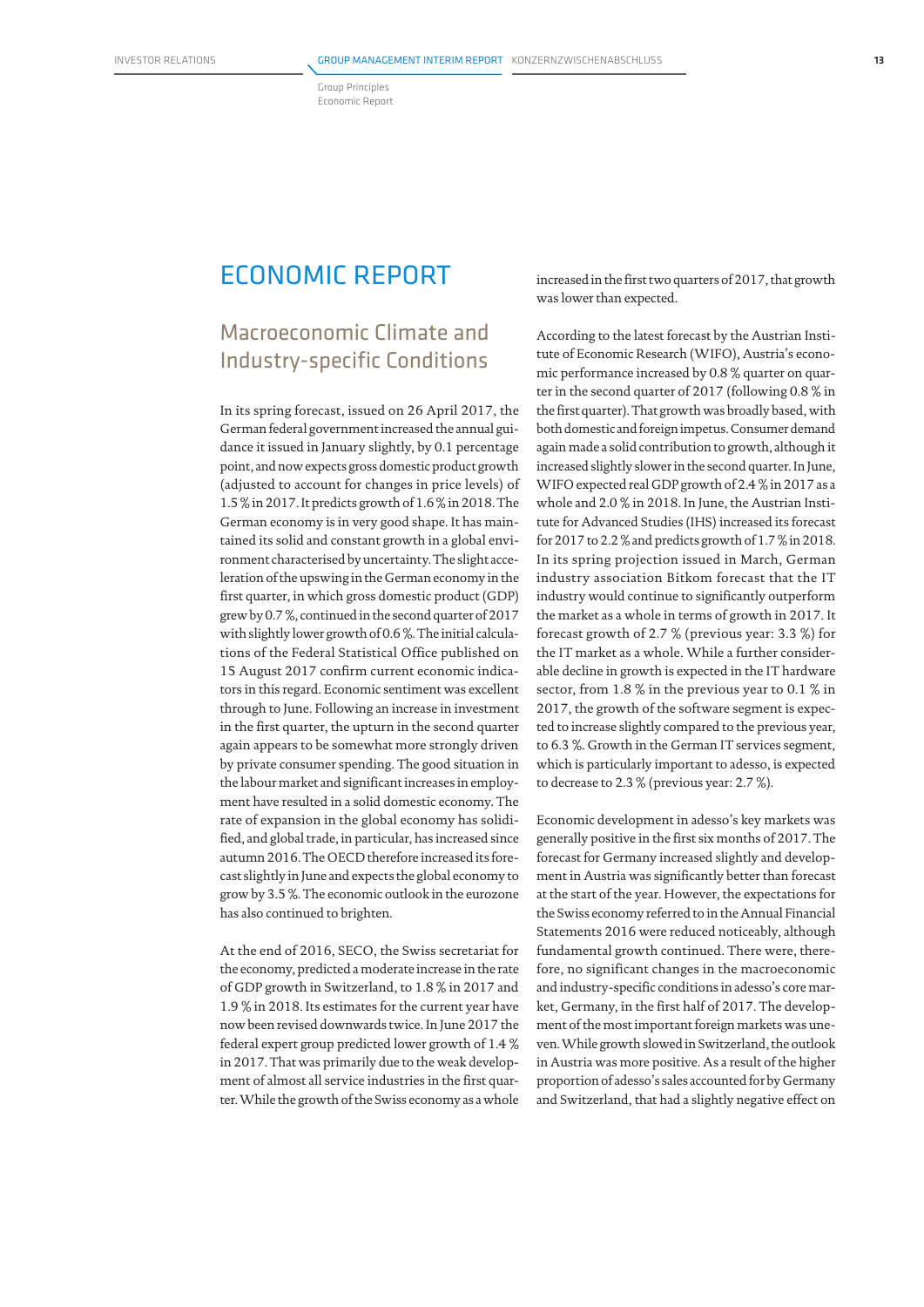# ECONOMIC REPORT

## Macroeconomic Climate and Industry-specific Conditions

In its spring forecast, issued on 26 April 2017, the German federal government increased the annual guidance it issued in January slightly, by 0.1 percentage point, and now expects gross domestic product growth (adjusted to account for changes in price levels) of 1.5 % in 2017. It predicts growth of 1.6 % in 2018. The German economy is in very good shape. It has maintained its solid and constant growth in a global environment characterised by uncertainty. The slight acceleration of the upswing in the German economy in the first quarter, in which gross domestic product (GDP) grew by 0.7 %, continued in the second quarter of 2017 with slightly lower growth of 0.6 %. The initial calculations of the Federal Statistical Office published on 15 August 2017 confirm current economic indicators in this regard. Economic sentiment was excellent through to June. Following an increase in investment in the first quarter, the upturn in the second quarter again appears to be somewhat more strongly driven by private consumer spending. The good situation in the labour market and significant increases in employment have resulted in a solid domestic economy. The rate of expansion in the global economy has solidified, and global trade, in particular, has increased since autumn 2016. The OECD therefore increased its forecast slightly in June and expects the global economy to grow by 3.5 %. The economic outlook in the eurozone has also continued to brighten.

At the end of 2016, SECO, the Swiss secretariat for the economy, predicted a moderate increase in the rate of GDP growth in Switzerland, to 1.8 % in 2017 and 1.9 % in 2018. Its estimates for the current year have now been revised downwards twice. In June 2017 the federal expert group predicted lower growth of 1.4 % in 2017. That was primarily due to the weak development of almost all service industries in the first quarter. While the growth of the Swiss economy as a whole increased in the first two quarters of 2017, that growth was lower than expected.

According to the latest forecast by the Austrian Institute of Economic Research (WIFO), Austria's economic performance increased by 0.8 % quarter on quarter in the second quarter of 2017 (following 0.8 % in the first quarter). That growth was broadly based, with both domestic and foreign impetus. Consumer demand again made a solid contribution to growth, although it increased slightly slower in the second quarter. In June, WIFO expected real GDP growth of 2.4 % in 2017 as a whole and 2.0 % in 2018. In June, the Austrian Institute for Advanced Studies (IHS) increased its forecast for 2017 to 2.2 % and predicts growth of 1.7 % in 2018. In its spring projection issued in March, German industry association Bitkom forecast that the IT industry would continue to significantly outperform the market as a whole in terms of growth in 2017. It forecast growth of 2.7 % (previous year: 3.3 %) for the IT market as a whole. While a further considerable decline in growth is expected in the IT hardware sector, from 1.8 % in the previous year to 0.1 % in 2017, the growth of the software segment is expected to increase slightly compared to the previous year, to 6.3 %. Growth in the German IT services segment, which is particularly important to adesso, is expected to decrease to 2.3 % (previous year: 2.7 %).

Economic development in adesso's key markets was generally positive in the first six months of 2017. The forecast for Germany increased slightly and development in Austria was significantly better than forecast at the start of the year. However, the expectations for the Swiss economy referred to in the Annual Financial Statements 2016 were reduced noticeably, although fundamental growth continued. There were, therefore, no significant changes in the macroeconomic and industry-specific conditions in adesso's core market, Germany, in the first half of 2017. The development of the most important foreign markets was uneven. While growth slowed in Switzerland, the outlook in Austria was more positive. As a result of the higher proportion of adesso's sales accounted for by Germany and Switzerland, that had a slightly negative effect on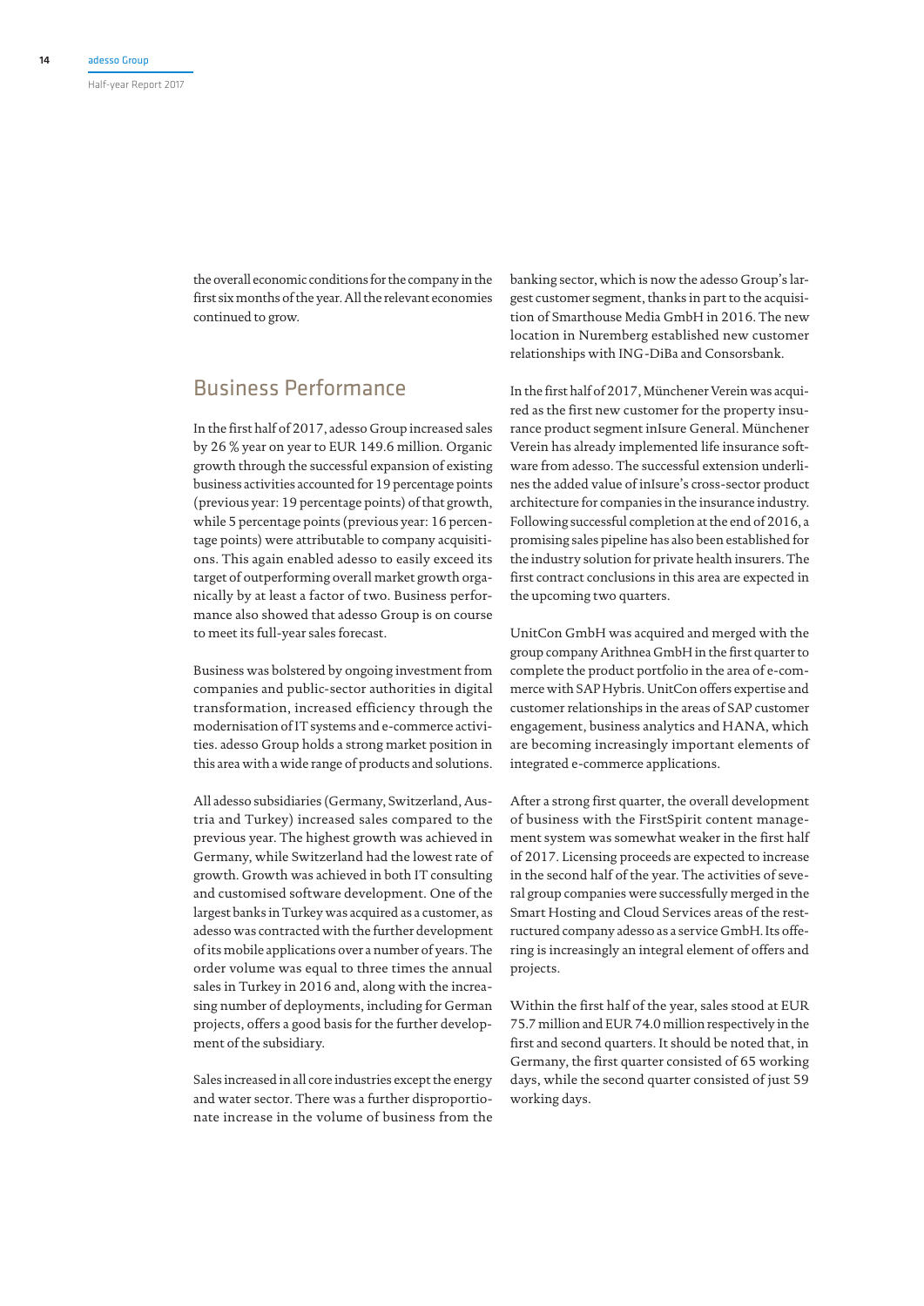the overall economic conditions for the company in the first six months of the year. All the relevant economies continued to grow.

## Business Performance

In the first half of 2017, adesso Group increased sales by 26 % year on year to EUR 149.6 million. Organic growth through the successful expansion of existing business activities accounted for 19 percentage points (previous year: 19 percentage points) of that growth, while 5 percentage points (previous year: 16 percentage points) were attributable to company acquisitions. This again enabled adesso to easily exceed its target of outperforming overall market growth organically by at least a factor of two. Business performance also showed that adesso Group is on course to meet its full-year sales forecast.

Business was bolstered by ongoing investment from companies and public-sector authorities in digital transformation, increased efficiency through the modernisation of IT systems and e-commerce activities. adesso Group holds a strong market position in this area with a wide range of products and solutions.

All adesso subsidiaries (Germany, Switzerland, Austria and Turkey) increased sales compared to the previous year. The highest growth was achieved in Germany, while Switzerland had the lowest rate of growth. Growth was achieved in both IT consulting and customised software development. One of the largest banks in Turkey was acquired as a customer, as adesso was contracted with the further development of its mobile applications over a number of years. The order volume was equal to three times the annual sales in Turkey in 2016 and, along with the increasing number of deployments, including for German projects, offers a good basis for the further development of the subsidiary.

Sales increased in all core industries except the energy and water sector. There was a further disproportionate increase in the volume of business from the banking sector, which is now the adesso Group's largest customer segment, thanks in part to the acquisition of Smarthouse Media GmbH in 2016. The new location in Nuremberg established new customer relationships with ING-DiBa and Consorsbank.

In the first half of 2017, Münchener Verein was acquired as the first new customer for the property insurance product segment inIsure General. Münchener Verein has already implemented life insurance software from adesso. The successful extension underlines the added value of inIsure's cross-sector product architecture for companies in the insurance industry. Following successful completion at the end of 2016, a promising sales pipeline has also been established for the industry solution for private health insurers. The first contract conclusions in this area are expected in the upcoming two quarters.

UnitCon GmbH was acquired and merged with the group company Arithnea GmbH in the first quarter to complete the product portfolio in the area of e-commerce with SAP Hybris. UnitCon offers expertise and customer relationships in the areas of SAP customer engagement, business analytics and HANA, which are becoming increasingly important elements of integrated e-commerce applications.

After a strong first quarter, the overall development of business with the FirstSpirit content management system was somewhat weaker in the first half of 2017. Licensing proceeds are expected to increase in the second half of the year. The activities of several group companies were successfully merged in the Smart Hosting and Cloud Services areas of the restructured company adesso as a service GmbH. Its offering is increasingly an integral element of offers and projects.

Within the first half of the year, sales stood at EUR 75.7 million and EUR 74.0 million respectively in the first and second quarters. It should be noted that, in Germany, the first quarter consisted of 65 working days, while the second quarter consisted of just 59 working days.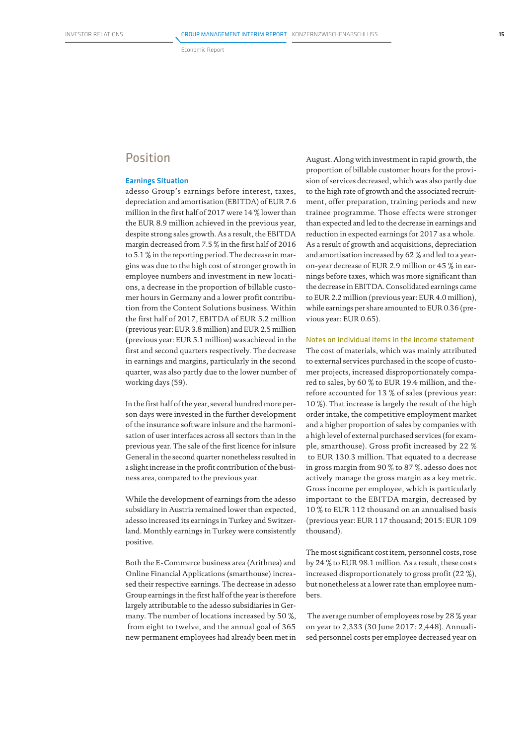## Position

### Earnings Situation

adesso Group's earnings before interest, taxes, depreciation and amortisation (EBITDA) of EUR 7.6 million in the first half of 2017 were 14 % lower than the EUR 8.9 million achieved in the previous year, despite strong sales growth. As a result, the EBITDA margin decreased from 7.5 % in the first half of 2016 to 5.1 % in the reporting period. The decrease in margins was due to the high cost of stronger growth in employee numbers and investment in new locations, a decrease in the proportion of billable customer hours in Germany and a lower profit contribution from the Content Solutions business. Within the first half of 2017, EBITDA of EUR 5.2 million (previous year: EUR 3.8 million) and EUR 2.5 million (previous year: EUR 5.1 million) was achieved in the first and second quarters respectively. The decrease in earnings and margins, particularly in the second quarter, was also partly due to the lower number of working days (59).

In the first half of the year, several hundred more person days were invested in the further development of the insurance software inlsure and the harmonisation of user interfaces across all sectors than in the previous year. The sale of the first licence for inIsure General in the second quarter nonetheless resulted in a slight increase in the profit contribution of the business area, compared to the previous year.

While the development of earnings from the adesso subsidiary in Austria remained lower than expected, adesso increased its earnings in Turkey and Switzerland. Monthly earnings in Turkey were consistently positive.

Both the E-Commerce business area (Arithnea) and Online Financial Applications (smarthouse) increased their respective earnings. The decrease in adesso Group earnings in the first half of the year is therefore largely attributable to the adesso subsidiaries in Germany. The number of locations increased by 50 %, from eight to twelve, and the annual goal of 365 new permanent employees had already been met in August. Along with investment in rapid growth, the proportion of billable customer hours for the provision of services decreased, which was also partly due to the high rate of growth and the associated recruitment, offer preparation, training periods and new trainee programme. Those effects were stronger than expected and led to the decrease in earnings and reduction in expected earnings for 2017 as a whole. As a result of growth and acquisitions, depreciation and amortisation increased by 62 % and led to a year-on-year decrease of EUR 2.9 million or 45 % in earnings before taxes, which was more significant than the decrease in EBITDA. Consolidated earnings came to EUR 2.2 million (previous year: EUR 4.0 million), while earnings per share amounted to EUR 0.36 (previous year: EUR 0.65).

### Notes on individual items in the income statement

The cost of materials, which was mainly attributed to external services purchased in the scope of customer projects, increased disproportionately compared to sales, by 60 % to EUR 19.4 million, and therefore accounted for 13 % of sales (previous year: 10 %). That increase is largely the result of the high order intake, the competitive employment market and a higher proportion of sales by companies with a high level of external purchased services (for example, smarthouse). Gross profit increased by 22 % to EUR 130.3 million. That equated to a decrease in gross margin from 90 % to 87 %. adesso does not actively manage the gross margin as a key metric. Gross income per employee, which is particularly important to the EBITDA margin, decreased by 10 % to EUR 112 thousand on an annualised basis (previous year: EUR 117 thousand; 2015: EUR 109 thousand).

The most significant cost item, personnel costs, rose by 24 % to EUR 98.1 million. As a result, these costs increased disproportionately to gross profit (22 %), but nonetheless at a lower rate than employee numbers.

The average number of employees rose by 28 % year on year to 2,333 (30 June 2017: 2,448). Annualised personnel costs per employee decreased year on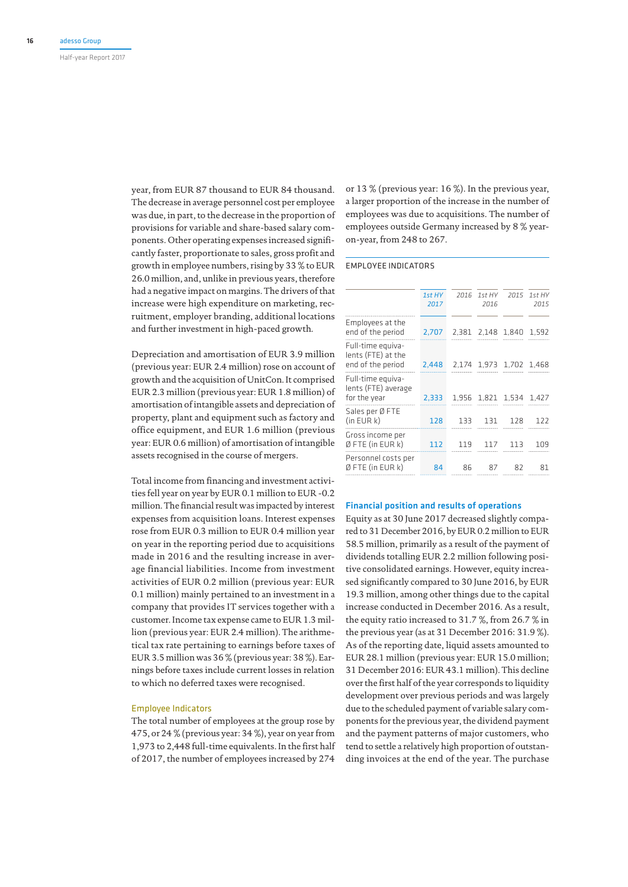year, from EUR 87 thousand to EUR 84 thousand. The decrease in average personnel cost per employee was due, in part, to the decrease in the proportion of provisions for variable and share-based salary components. Other operating expenses increased significantly faster, proportionate to sales, gross profit and growth in employee numbers, rising by 33 % to EUR 26.0 million, and, unlike in previous years, therefore had a negative impact on margins. The drivers of that increase were high expenditure on marketing, recruitment, employer branding, additional locations and further investment in high-paced growth.

Depreciation and amortisation of EUR 3.9 million (previous year: EUR 2.4 million) rose on account of growth and the acquisition of UnitCon. It comprised EUR 2.3 million (previous year: EUR 1.8 million) of amortisation of intangible assets and depreciation of property, plant and equipment such as factory and office equipment, and EUR 1.6 million (previous year: EUR 0.6 million) of amortisation of intangible assets recognised in the course of mergers.

Total income from financing and investment activities fell year on year by EUR 0.1 million to EUR -0.2 million. The financial result was impacted by interest expenses from acquisition loans. Interest expenses rose from EUR 0.3 million to EUR 0.4 million year on year in the reporting period due to acquisitions made in 2016 and the resulting increase in average financial liabilities. Income from investment activities of EUR 0.2 million (previous year: EUR 0.1 million) mainly pertained to an investment in a company that provides IT services together with a customer. Income tax expense came to EUR 1.3 million (previous year: EUR 2.4 million). The arithmetical tax rate pertaining to earnings before taxes of EUR 3.5 million was 36 % (previous year: 38 %). Earnings before taxes include current losses in relation to which no deferred taxes were recognised.

## Employee Indicators

The total number of employees at the group rose by 475, or 24 % (previous year: 34 %), year on year from 1,973 to 2,448 full-time equivalents. In the first half of 2017, the number of employees increased by 274 or 13 % (previous year: 16 %). In the previous year, a larger proportion of the increase in the number of employees was due to acquisitions. The number of employees outside Germany increased by 8 % year-on-year, from 248 to 267.

EMPLOYEE INDICATORS

| | 1st HY 2017 | 2016 | 1st HY 2016 | 2015 | 1st HY 2015 |
|---|---|---|---|---|---|
| Employees at the end of the period | 2,707 | 2,381 | 2,148 | 1,840 | 1,592 |
| Full-time equivalents (FTE) at the end of the period | 2,448 | 2,174 | 1,973 | 1,702 | 1,468 |
| Full-time equivalents (FTE) average for the year | 2,333 | 1,956 | 1,821 | 1,534 | 1,427 |
| Sales per Ø FTE (in EUR k) | 128 | 133 | 131 | 128 | 122 |
| Gross income per Ø FTE (in EUR k) | 112 | 119 | 117 | 113 | 109 |
| Personnel costs per Ø FTE (in EUR k) | 84 | 86 | 87 | 82 | 81 |

## Financial position and results of operations

Equity as at 30 June 2017 decreased slightly compared to 31 December 2016, by EUR 0.2 million to EUR 58.5 million, primarily as a result of the payment of dividends totalling EUR 2.2 million following positive consolidated earnings. However, equity increased significantly compared to 30 June 2016, by EUR 19.3 million, among other things due to the capital increase conducted in December 2016. As a result, the equity ratio increased to 31.7 %, from 26.7 % in the previous year (as at 31 December 2016: 31.9 %). As of the reporting date, liquid assets amounted to EUR 28.1 million (previous year: EUR 15.0 million; 31 December 2016: EUR 43.1 million). This decline over the first half of the year corresponds to liquidity development over previous periods and was largely due to the scheduled payment of variable salary components for the previous year, the dividend payment and the payment patterns of major customers, who tend to settle a relatively high proportion of outstanding invoices at the end of the year. The purchase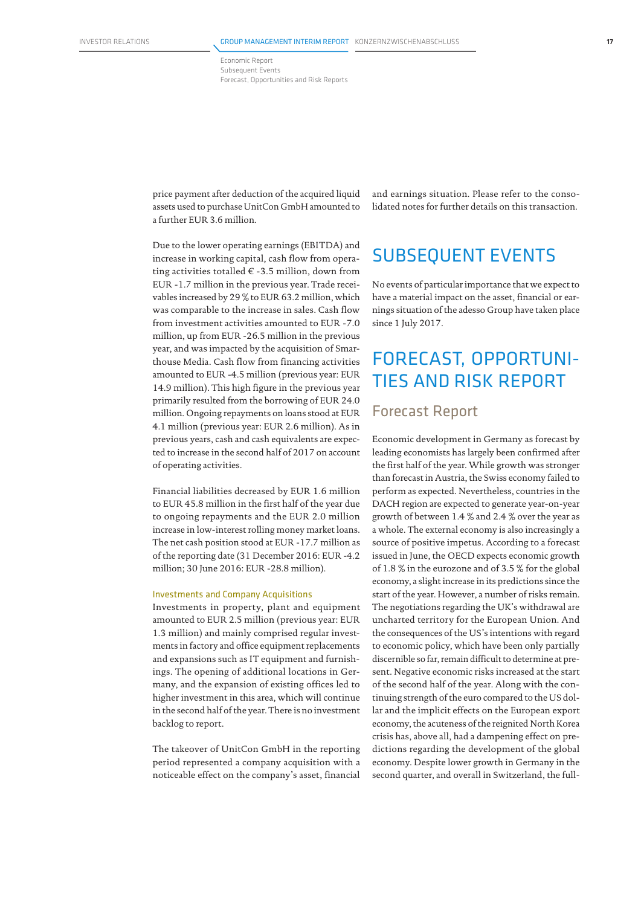price payment after deduction of the acquired liquid assets used to purchase UnitCon GmbH amounted to a further EUR 3.6 million.

Due to the lower operating earnings (EBITDA) and increase in working capital, cash flow from operating activities totalled € -3.5 million, down from EUR -1.7 million in the previous year. Trade receivables increased by 29 % to EUR 63.2 million, which was comparable to the increase in sales. Cash flow from investment activities amounted to EUR -7.0 million, up from EUR -26.5 million in the previous year, and was impacted by the acquisition of Smarthouse Media. Cash flow from financing activities amounted to EUR -4.5 million (previous year: EUR 14.9 million). This high figure in the previous year primarily resulted from the borrowing of EUR 24.0 million. Ongoing repayments on loans stood at EUR 4.1 million (previous year: EUR 2.6 million). As in previous years, cash and cash equivalents are expected to increase in the second half of 2017 on account of operating activities.

Financial liabilities decreased by EUR 1.6 million to EUR 45.8 million in the first half of the year due to ongoing repayments and the EUR 2.0 million increase in low-interest rolling money market loans. The net cash position stood at EUR -17.7 million as of the reporting date (31 December 2016: EUR -4.2 million; 30 June 2016: EUR -28.8 million).

### Investments and Company Acquisitions

Investments in property, plant and equipment amounted to EUR 2.5 million (previous year: EUR 1.3 million) and mainly comprised regular investments in factory and office equipment replacements and expansions such as IT equipment and furnishings. The opening of additional locations in Germany, and the expansion of existing offices led to higher investment in this area, which will continue in the second half of the year. There is no investment backlog to report.

The takeover of UnitCon GmbH in the reporting period represented a company acquisition with a noticeable effect on the company's asset, financial and earnings situation. Please refer to the consolidated notes for further details on this transaction.

# SUBSEQUENT EVENTS

No events of particular importance that we expect to have a material impact on the asset, financial or earnings situation of the adesso Group have taken place since 1 July 2017.

# FORECAST, OPPORTUNITIES AND RISK REPORT

## Forecast Report

Economic development in Germany as forecast by leading economists has largely been confirmed after the first half of the year. While growth was stronger than forecast in Austria, the Swiss economy failed to perform as expected. Nevertheless, countries in the DACH region are expected to generate year-on-year growth of between 1.4 % and 2.4 % over the year as a whole. The external economy is also increasingly a source of positive impetus. According to a forecast issued in June, the OECD expects economic growth of 1.8 % in the eurozone and of 3.5 % for the global economy, a slight increase in its predictions since the start of the year. However, a number of risks remain. The negotiations regarding the UK's withdrawal are uncharted territory for the European Union. And the consequences of the US's intentions with regard to economic policy, which have been only partially discernible so far, remain difficult to determine at present. Negative economic risks increased at the start of the second half of the year. Along with the continuing strength of the euro compared to the US dollar and the implicit effects on the European export economy, the acuteness of the reignited North Korea crisis has, above all, had a dampening effect on predictions regarding the development of the global economy. Despite lower growth in Germany in the second quarter, and overall in Switzerland, the full-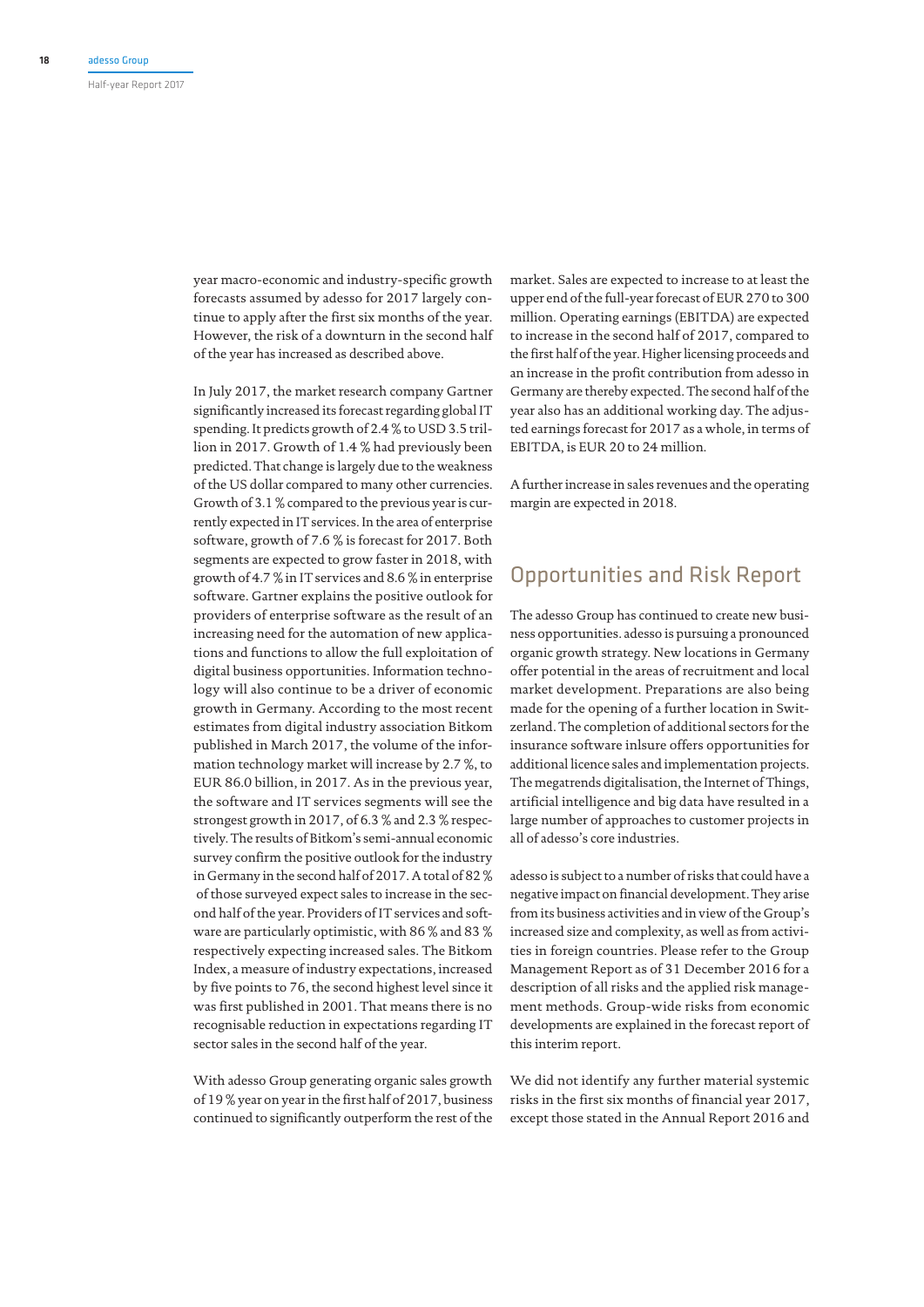year macro-economic and industry-specific growth forecasts assumed by adesso for 2017 largely continue to apply after the first six months of the year. However, the risk of a downturn in the second half of the year has increased as described above.

In July 2017, the market research company Gartner significantly increased its forecast regarding global IT spending. It predicts growth of 2.4 % to USD 3.5 trillion in 2017. Growth of 1.4 % had previously been predicted. That change is largely due to the weakness of the US dollar compared to many other currencies. Growth of 3.1 % compared to the previous year is currently expected in IT services. In the area of enterprise software, growth of 7.6 % is forecast for 2017. Both segments are expected to grow faster in 2018, with growth of 4.7 % in IT services and 8.6 % in enterprise software. Gartner explains the positive outlook for providers of enterprise software as the result of an increasing need for the automation of new applications and functions to allow the full exploitation of digital business opportunities. Information technology will also continue to be a driver of economic growth in Germany. According to the most recent estimates from digital industry association Bitkom published in March 2017, the volume of the information technology market will increase by 2.7 %, to EUR 86.0 billion, in 2017. As in the previous year, the software and IT services segments will see the strongest growth in 2017, of 6.3 % and 2.3 % respectively. The results of Bitkom's semi-annual economic survey confirm the positive outlook for the industry in Germany in the second half of 2017. A total of 82 % of those surveyed expect sales to increase in the second half of the year. Providers of IT services and software are particularly optimistic, with 86 % and 83 % respectively expecting increased sales. The Bitkom Index, a measure of industry expectations, increased by five points to 76, the second highest level since it was first published in 2001. That means there is no recognisable reduction in expectations regarding IT sector sales in the second half of the year.

With adesso Group generating organic sales growth of 19 % year on year in the first half of 2017, business continued to significantly outperform the rest of the market. Sales are expected to increase to at least the upper end of the full-year forecast of EUR 270 to 300 million. Operating earnings (EBITDA) are expected to increase in the second half of 2017, compared to the first half of the year. Higher licensing proceeds and an increase in the profit contribution from adesso in Germany are thereby expected. The second half of the year also has an additional working day. The adjusted earnings forecast for 2017 as a whole, in terms of EBITDA, is EUR 20 to 24 million.

A further increase in sales revenues and the operating margin are expected in 2018.

## Opportunities and Risk Report

The adesso Group has continued to create new business opportunities. adesso is pursuing a pronounced organic growth strategy. New locations in Germany offer potential in the areas of recruitment and local market development. Preparations are also being made for the opening of a further location in Switzerland. The completion of additional sectors for the insurance software inlsure offers opportunities for additional licence sales and implementation projects. The megatrends digitalisation, the Internet of Things, artificial intelligence and big data have resulted in a large number of approaches to customer projects in all of adesso's core industries.

adesso is subject to a number of risks that could have a negative impact on financial development. They arise from its business activities and in view of the Group's increased size and complexity, as well as from activities in foreign countries. Please refer to the Group Management Report as of 31 December 2016 for a description of all risks and the applied risk management methods. Group-wide risks from economic developments are explained in the forecast report of this interim report.

We did not identify any further material systemic risks in the first six months of financial year 2017, except those stated in the Annual Report 2016 and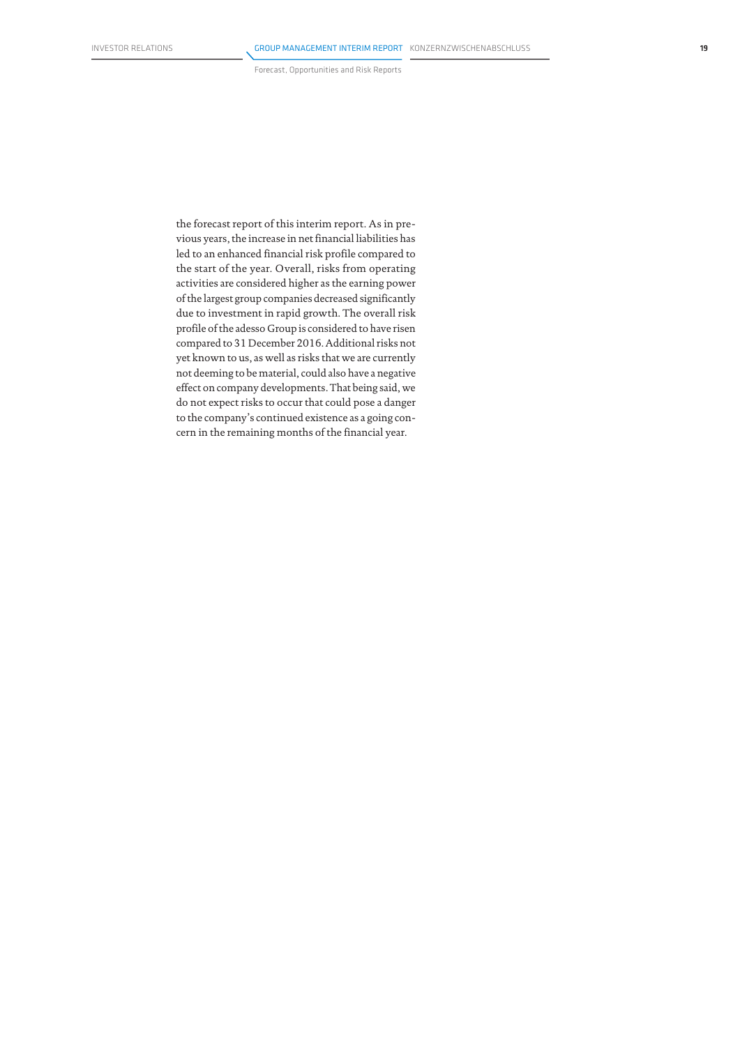the forecast report of this interim report. As in previous years, the increase in net financial liabilities has led to an enhanced financial risk profile compared to the start of the year. Overall, risks from operating activities are considered higher as the earning power of the largest group companies decreased significantly due to investment in rapid growth. The overall risk profile of the adesso Group is considered to have risen compared to 31 December 2016. Additional risks not yet known to us, as well as risks that we are currently not deeming to be material, could also have a negative effect on company developments. That being said, we do not expect risks to occur that could pose a danger to the company's continued existence as a going concern in the remaining months of the financial year.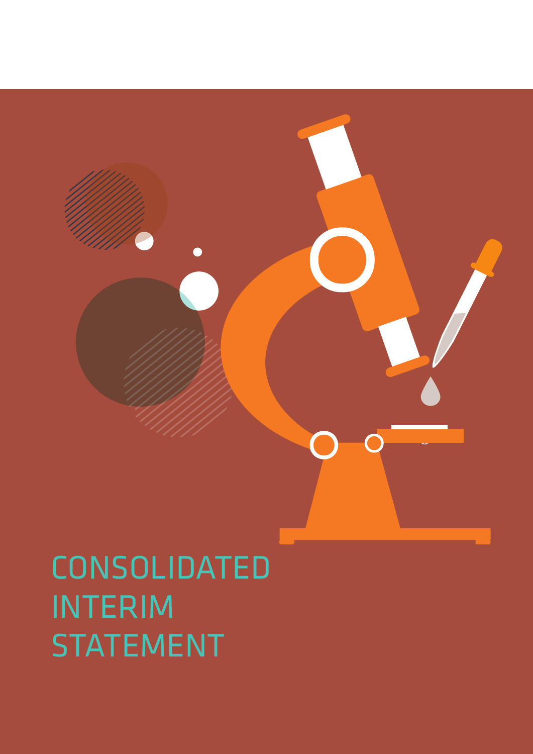# CONSOLIDATED INTERIM STATEMENT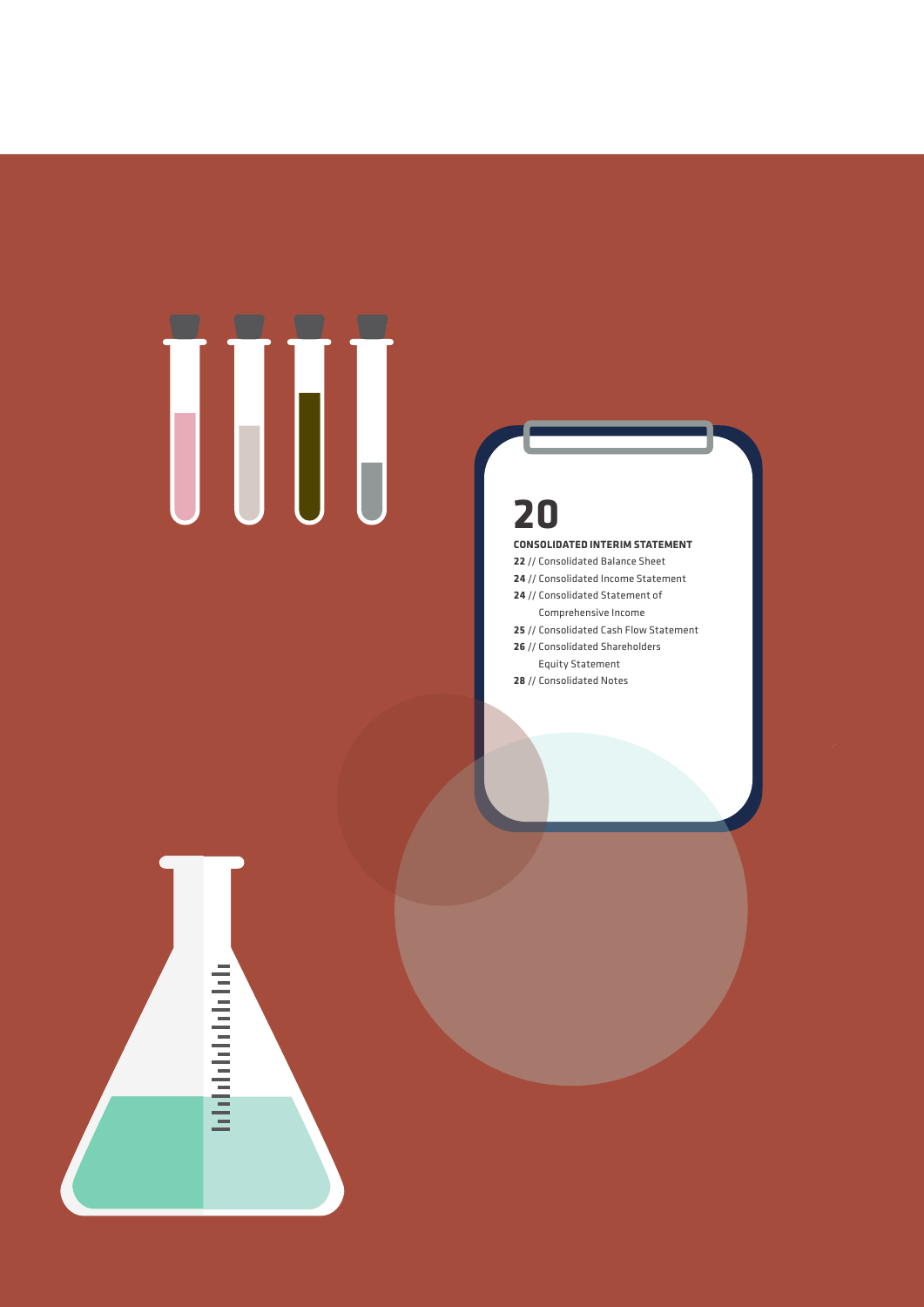# 20

**CONSOLIDATED INTERIM STATEMENT**

- **22** // Consolidated Balance Sheet
- **24** // Consolidated Income Statement
- **24** // Consolidated Statement of Comprehensive Income
- **25** // Consolidated Cash Flow Statement
- **26** // Consolidated Shareholders Equity Statement
- **28** // Consolidated Notes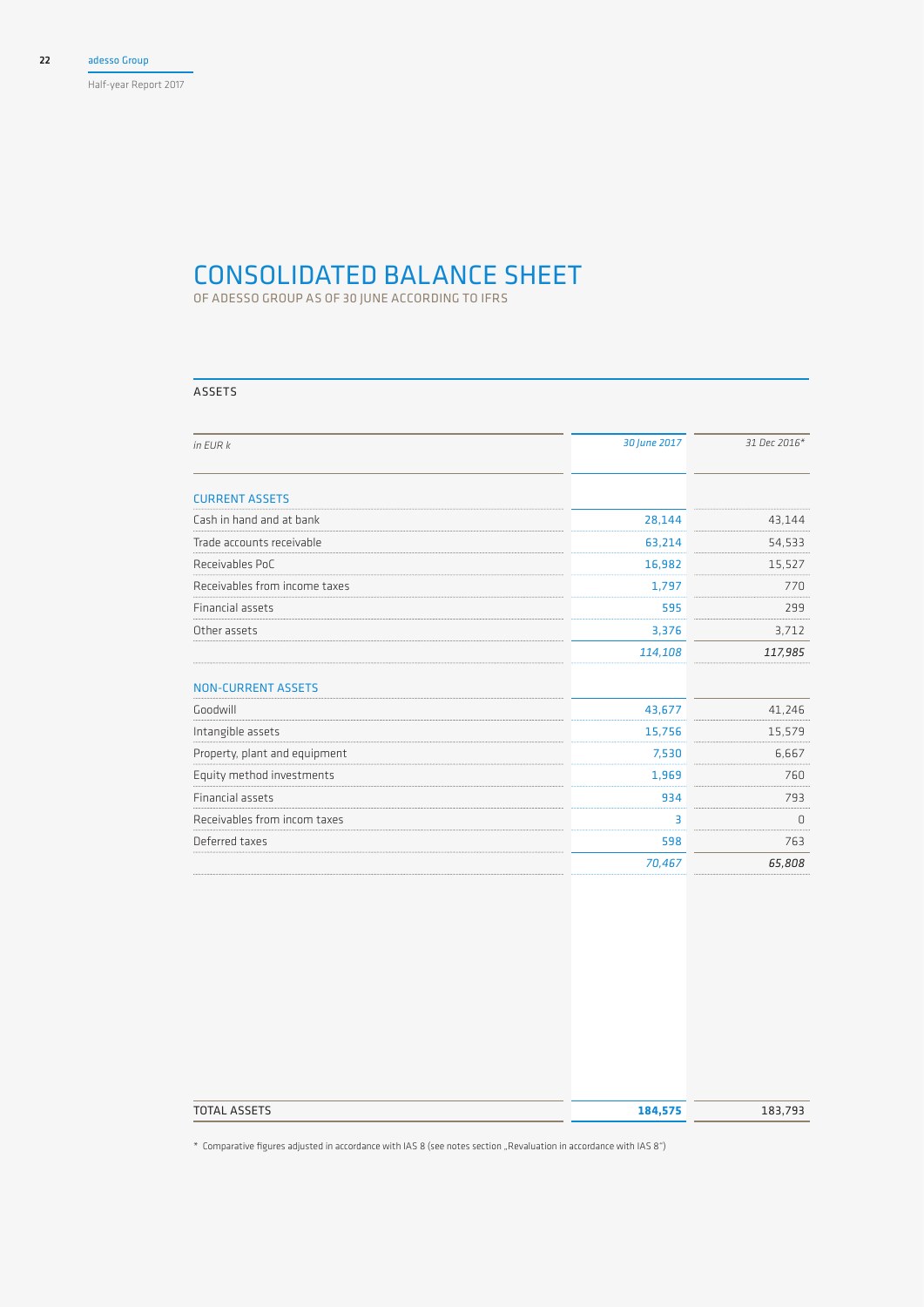# CONSOLIDATED BALANCE SHEET

OF ADESSO GROUP AS OF 30 JUNE ACCORDING TO IFRS

## ASSETS

| *in EUR k* | *30 June 2017* | *31 Dec 2016\** |
|---|---|---|
| **CURRENT ASSETS** | | |
| Cash in hand and at bank | 28,144 | 43,144 |
| Trade accounts receivable | 63,214 | 54,533 |
| Receivables PoC | 16,982 | 15,527 |
| Receivables from income taxes | 1,797 | 770 |
| Financial assets | 595 | 299 |
| Other assets | 3,376 | 3,712 |
| | *114,108* | *117,985* |
| **NON-CURRENT ASSETS** | | |
| Goodwill | 43,677 | 41,246 |
| Intangible assets | 15,756 | 15,579 |
| Property, plant and equipment | 7,530 | 6,667 |
| Equity method investments | 1,969 | 760 |
| Financial assets | 934 | 793 |
| Receivables from incom taxes | 3 | 0 |
| Deferred taxes | 598 | 763 |
| | *70,467* | *65,808* |
| TOTAL ASSETS | **184,575** | 183,793 |

\* Comparative figures adjusted in accordance with IAS 8 (see notes section „Revaluation in accordance with IAS 8")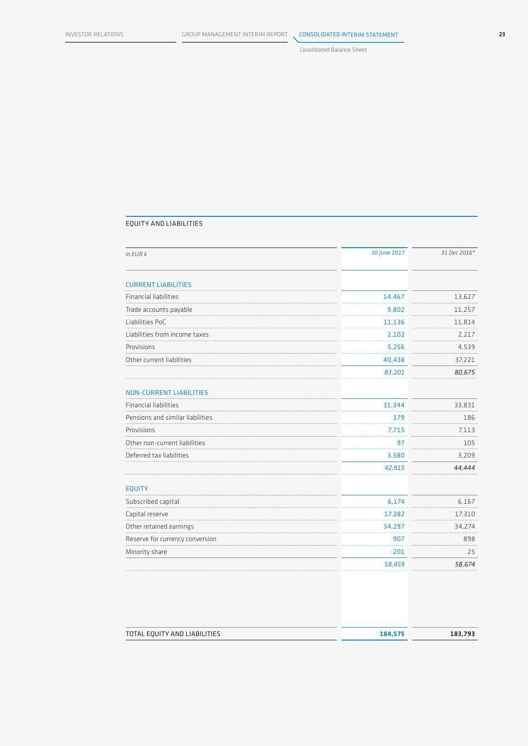Cosolidated Balance Sheet

## EQUITY AND LIABILITIES

| in EUR k | 30 June 2017 | 31 Dec 2016* |
|---|---|---|
| **CURRENT LIABILITIES** | | |
| Financial liabilities | 14,467 | 13,627 |
| Trade accounts payable | 9,802 | 11,257 |
| Liabilities PoC | 11,136 | 11,814 |
| Liabilities from income taxes | 2,102 | 2,217 |
| Provisions | 5,256 | 4,539 |
| Other current liabilities | 40,438 | 37,221 |
| | *83,201* | *80,675* |
| **NON-CURRENT LIABILITIES** | | |
| Financial liabilities | 31,344 | 33,831 |
| Pensions and similar liabilities | 179 | 186 |
| Provisions | 7,715 | 7,113 |
| Other non-current liabilities | 97 | 105 |
| Deferred tax liabilities | 3,580 | 3,209 |
| | *42,915* | *44,444* |
| **EQUITY** | | |
| Subscribed capital | 6,174 | 6,167 |
| Capital reserve | 17,282 | 17,310 |
| Other retained earnings | 34,297 | 34,274 |
| Reserve for currency conversion | 907 | 898 |
| Minority share | -201 | 25 |
| | *58,459* | *58,674* |
| TOTAL EQUITY AND LIABILITIES | **184,575** | **183,793** |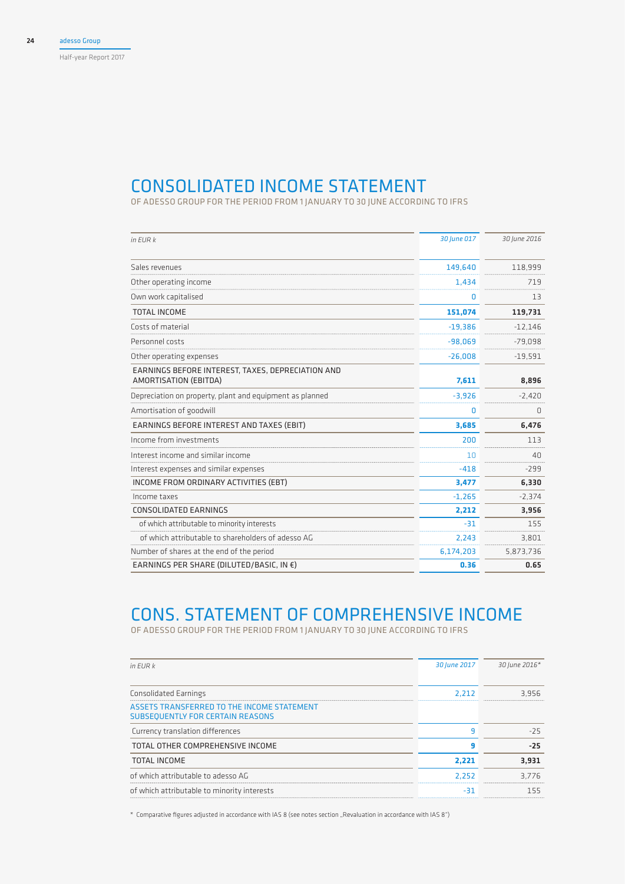# CONSOLIDATED INCOME STATEMENT

OF ADESSO GROUP FOR THE PERIOD FROM 1 JANUARY TO 30 JUNE ACCORDING TO IFRS

| *in EUR k* | *30 June 017* | *30 June 2016* |
|---|---|---|
| Sales revenues | 149,640 | 118,999 |
| Other operating income | 1,434 | 719 |
| Own work capitalised | 0 | 13 |
| TOTAL INCOME | **151,074** | **119,731** |
| Costs of material | -19,386 | -12,146 |
| Personnel costs | -98,069 | -79,098 |
| Other operating expenses | -26,008 | -19,591 |
| EARNINGS BEFORE INTEREST, TAXES, DEPRECIATION AND AMORTISATION (EBITDA) | **7,611** | **8,896** |
| Depreciation on property, plant and equipment as planned | -3,926 | -2,420 |
| Amortisation of goodwill | 0 | 0 |
| EARNINGS BEFORE INTEREST AND TAXES (EBIT) | **3,685** | **6,476** |
| Income from investments | 200 | 113 |
| Interest income and similar income | 10 | 40 |
| Interest expenses and similar expenses | -418 | -299 |
| INCOME FROM ORDINARY ACTIVITIES (EBT) | **3,477** | **6,330** |
| Income taxes | -1,265 | -2,374 |
| CONSOLIDATED EARNINGS | **2,212** | **3,956** |
| of which attributable to minority interests | -31 | 155 |
| of which attributable to shareholders of adesso AG | 2,243 | 3,801 |
| Number of shares at the end of the period | 6,174,203 | 5,873,736 |
| EARNINGS PER SHARE (DILUTED/BASIC, IN €) | **0.36** | **0.65** |

# CONS. STATEMENT OF COMPREHENSIVE INCOME

OF ADESSO GROUP FOR THE PERIOD FROM 1 JANUARY TO 30 JUNE ACCORDING TO IFRS

| *in EUR k* | *30 June 2017* | *30 June 2016\** |
|---|---|---|
| Consolidated Earnings | 2,212 | 3,956 |
| ASSETS TRANSFERRED TO THE INCOME STATEMENT SUBSEQUENTLY FOR CERTAIN REASONS | | |
| Currency translation differences | 9 | -25 |
| TOTAL OTHER COMPREHENSIVE INCOME | **9** | **-25** |
| TOTAL INCOME | **2,221** | **3,931** |
| of which attributable to adesso AG | 2,252 | 3,776 |
| of which attributable to minority interests | -31 | 155 |

\* Comparative figures adjusted in accordance with IAS 8 (see notes section „Revaluation in accordance with IAS 8")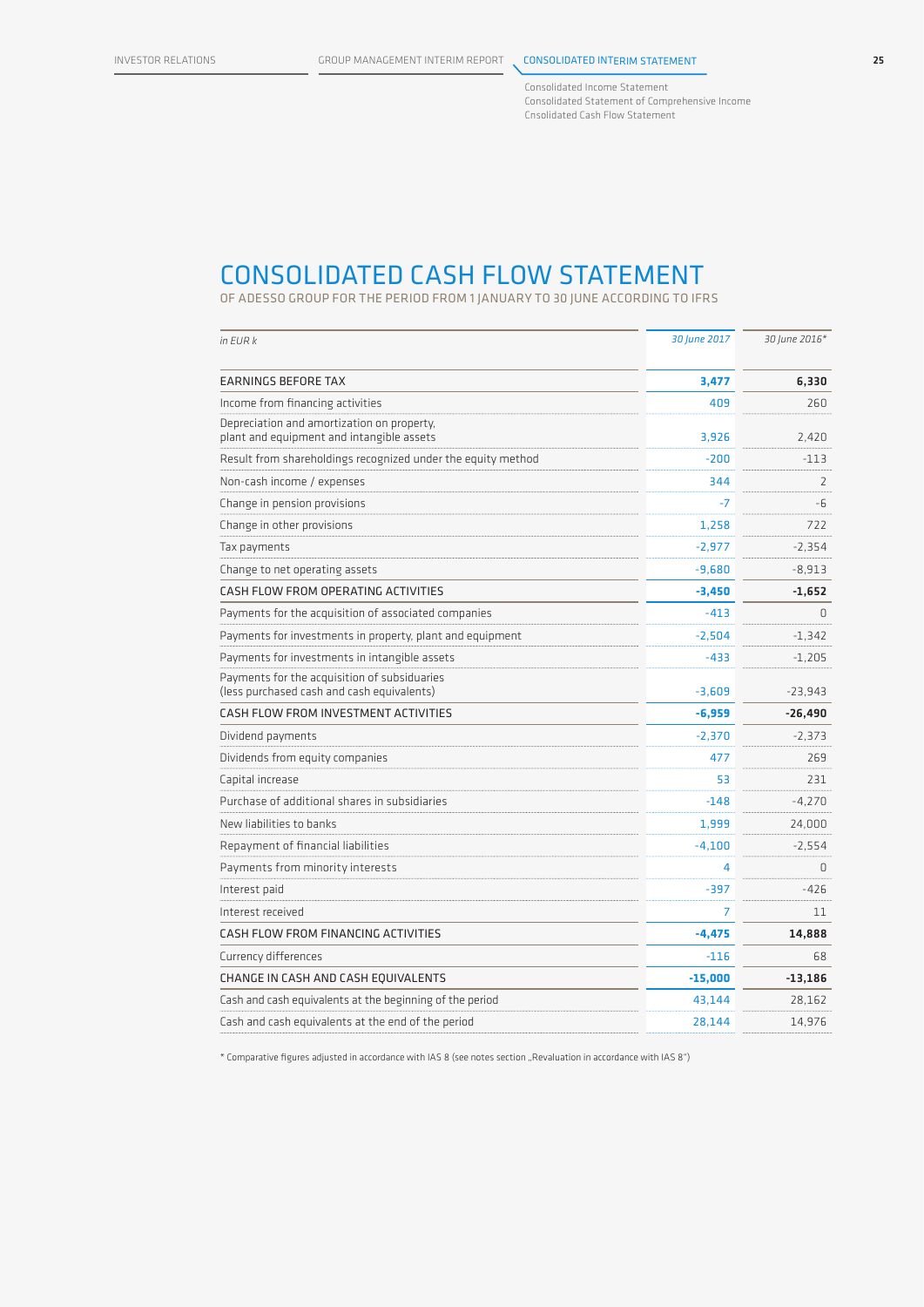# CONSOLIDATED CASH FLOW STATEMENT

OF ADESSO GROUP FOR THE PERIOD FROM 1 JANUARY TO 30 JUNE ACCORDING TO IFRS

| *in EUR k* | *30 June 2017* | *30 June 2016\** |
|---|---|---|
| **EARNINGS BEFORE TAX** | **3,477** | **6,330** |
| Income from financing activities | 409 | 260 |
| Depreciation and amortization on property, plant and equipment and intangible assets | 3,926 | 2,420 |
| Result from shareholdings recognized under the equity method | -200 | -113 |
| Non-cash income / expenses | 344 | 2 |
| Change in pension provisions | -7 | -6 |
| Change in other provisions | 1,258 | 722 |
| Tax payments | -2,977 | -2,354 |
| Change to net operating assets | -9,680 | -8,913 |
| CASH FLOW FROM OPERATING ACTIVITIES | **-3,450** | **-1,652** |
| Payments for the acquisition of associated companies | -413 | 0 |
| Payments for investments in property, plant and equipment | -2,504 | -1,342 |
| Payments for investments in intangible assets | -433 | -1,205 |
| Payments for the acquisition of subsidiaries (less purchased cash and cash equivalents) | -3,609 | -23,943 |
| CASH FLOW FROM INVESTMENT ACTIVITIES | **-6,959** | **-26,490** |
| Dividend payments | -2,370 | -2,373 |
| Dividends from equity companies | 477 | 269 |
| Capital increase | 53 | 231 |
| Purchase of additional shares in subsidiaries | -148 | -4,270 |
| New liabilities to banks | 1,999 | 24,000 |
| Repayment of financial liabilities | -4,100 | -2,554 |
| Payments from minority interests | 4 | 0 |
| Interest paid | -397 | -426 |
| Interest received | 7 | 11 |
| CASH FLOW FROM FINANCING ACTIVITIES | **-4,475** | **14,888** |
| Currency differences | -116 | 68 |
| CHANGE IN CASH AND CASH EQUIVALENTS | **-15,000** | **-13,186** |
| Cash and cash equivalents at the beginning of the period | 43,144 | 28,162 |
| Cash and cash equivalents at the end of the period | 28,144 | 14,976 |

\* Comparative figures adjusted in accordance with IAS 8 (see notes section „Revaluation in accordance with IAS 8")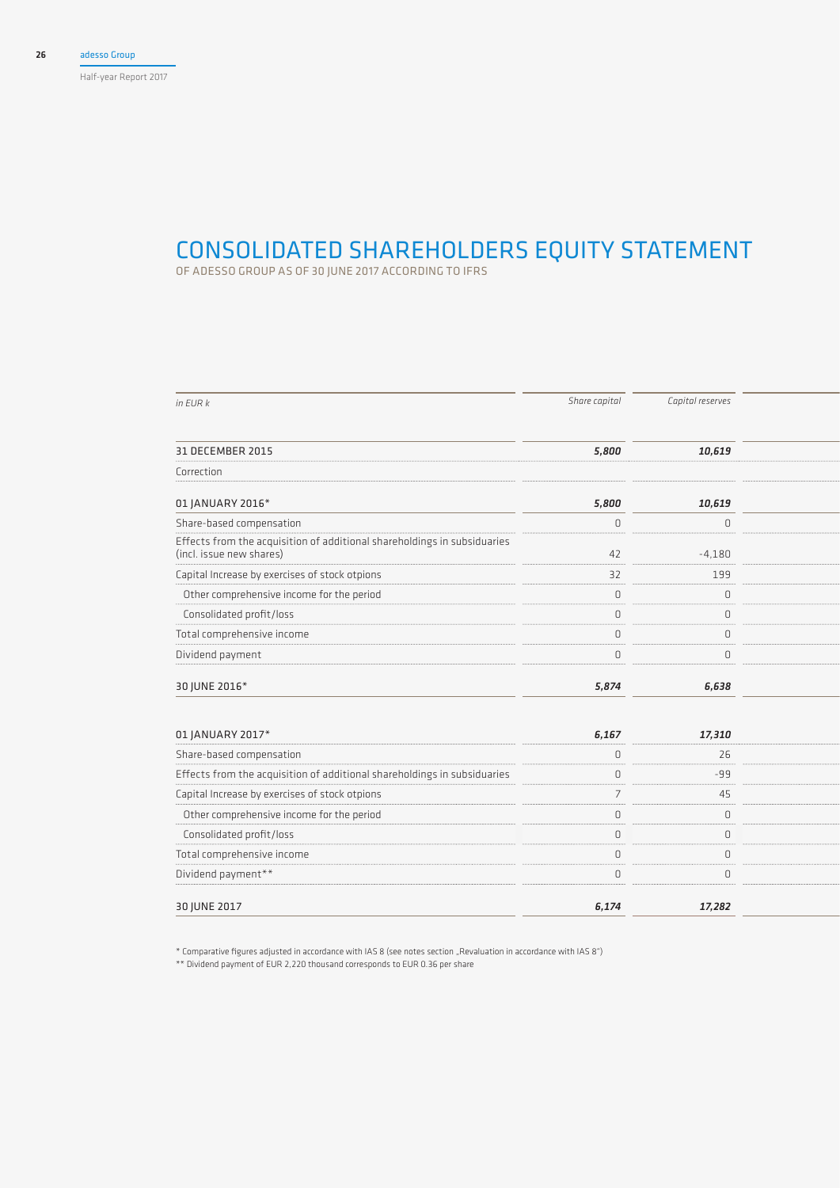# CONSOLIDATED SHAREHOLDERS EQUITY STATEMENT

OF ADESSO GROUP AS OF 30 JUNE 2017 ACCORDING TO IFRS

| *in EUR k* | *Share capital* | *Capital reserves* |
|---|---|---|
| 31 DECEMBER 2015 | ***5,800*** | ***10,619*** |
| Correction | | |
| 01 JANUARY 2016* | ***5,800*** | ***10,619*** |
| Share-based compensation | 0 | 0 |
| Effects from the acquisition of additional shareholdings in subsiduaries (incl. issue new shares) | 42 | -4,180 |
| Capital Increase by exercises of stock otpions | 32 | 199 |
| Other comprehensive income for the period | 0 | 0 |
| Consolidated profit/loss | 0 | 0 |
| Total comprehensive income | 0 | 0 |
| Dividend payment | 0 | 0 |
| 30 JUNE 2016* | ***5,874*** | ***6,638*** |
| | | |
| 01 JANUARY 2017* | ***6,167*** | ***17,310*** |
| Share-based compensation | 0 | 26 |
| Effects from the acquisition of additional shareholdings in subsiduaries | 0 | -99 |
| Capital Increase by exercises of stock otpions | 7 | 45 |
| Other comprehensive income for the period | 0 | 0 |
| Consolidated profit/loss | 0 | 0 |
| Total comprehensive income | 0 | 0 |
| Dividend payment** | 0 | 0 |
| 30 JUNE 2017 | ***6,174*** | ***17,282*** |

\* Comparative figures adjusted in accordance with IAS 8 (see notes section „Revaluation in accordance with IAS 8")

\*\* Dividend payment of EUR 2,220 thousand corresponds to EUR 0.36 per share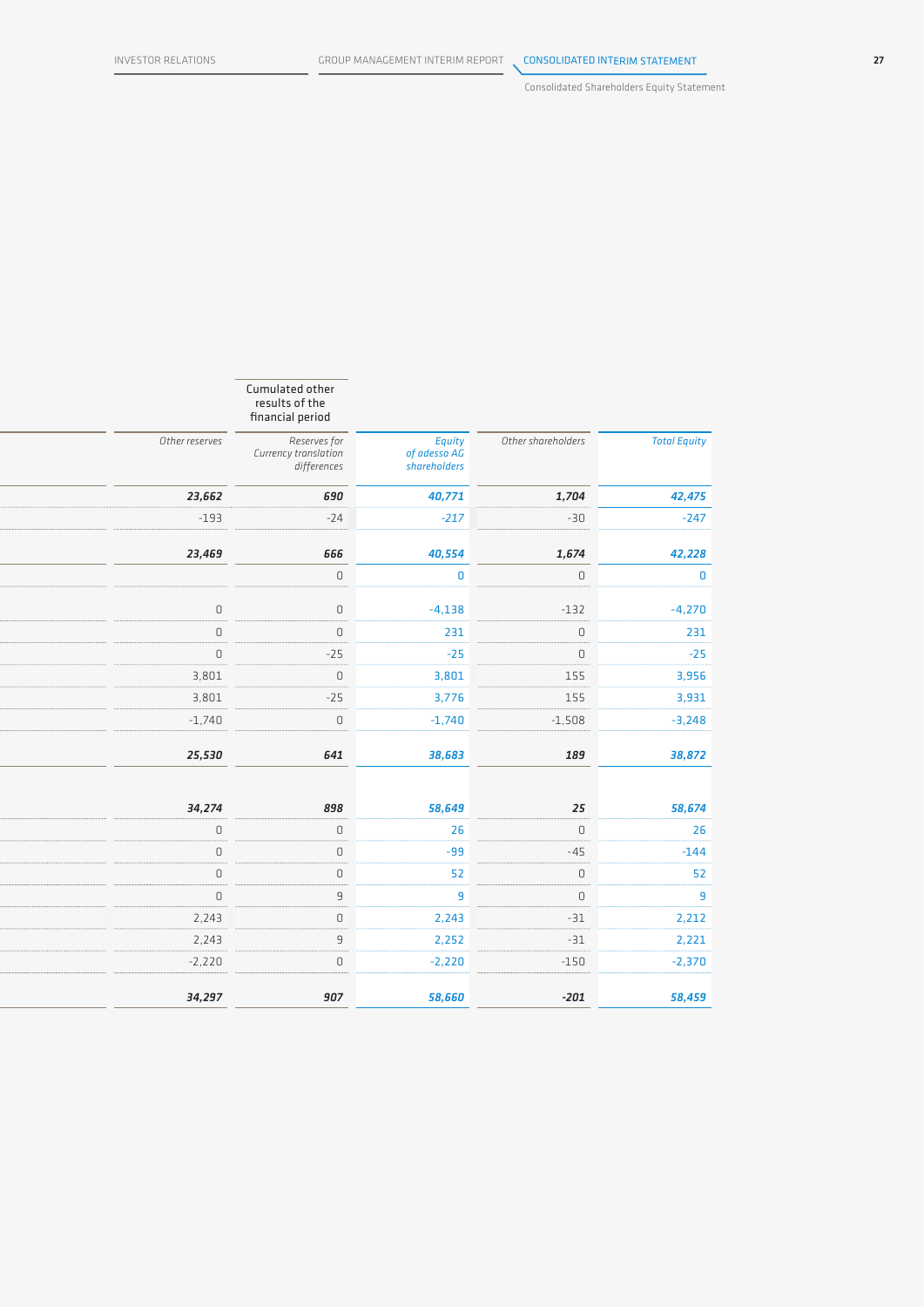| Other reserves | Cumulated other results of the financial period<br>Reserves for Currency translation differences | Equity of adesso AG shareholders | Other shareholders | Total Equity |
|---|---|---|---|---|
| **23,662** | **690** | **40,771** | **1,704** | **42,475** |
| -193 | -24 | -217 | -30 | -247 |
| **23,469** | **666** | **40,554** | **1,674** | **42,228** |
| | 0 | 0 | 0 | 0 |
| 0 | 0 | -4,138 | -132 | -4,270 |
| 0 | 0 | 231 | 0 | 231 |
| 0 | -25 | -25 | 0 | -25 |
| 3,801 | 0 | 3,801 | 155 | 3,956 |
| 3,801 | -25 | 3,776 | 155 | 3,931 |
| -1,740 | 0 | -1,740 | -1,508 | -3,248 |
| **25,530** | **641** | **38,683** | **189** | **38,872** |
| | | | | |
| **34,274** | **898** | **58,649** | **25** | **58,674** |
| 0 | 0 | 26 | 0 | 26 |
| 0 | 0 | -99 | -45 | -144 |
| 0 | 0 | 52 | 0 | 52 |
| 0 | 9 | 9 | 0 | 9 |
| 2,243 | 0 | 2,243 | -31 | 2,212 |
| 2,243 | 9 | 2,252 | -31 | 2,221 |
| -2,220 | 0 | -2,220 | -150 | -2,370 |
| **34,297** | **907** | **58,660** | **-201** | **58,459** |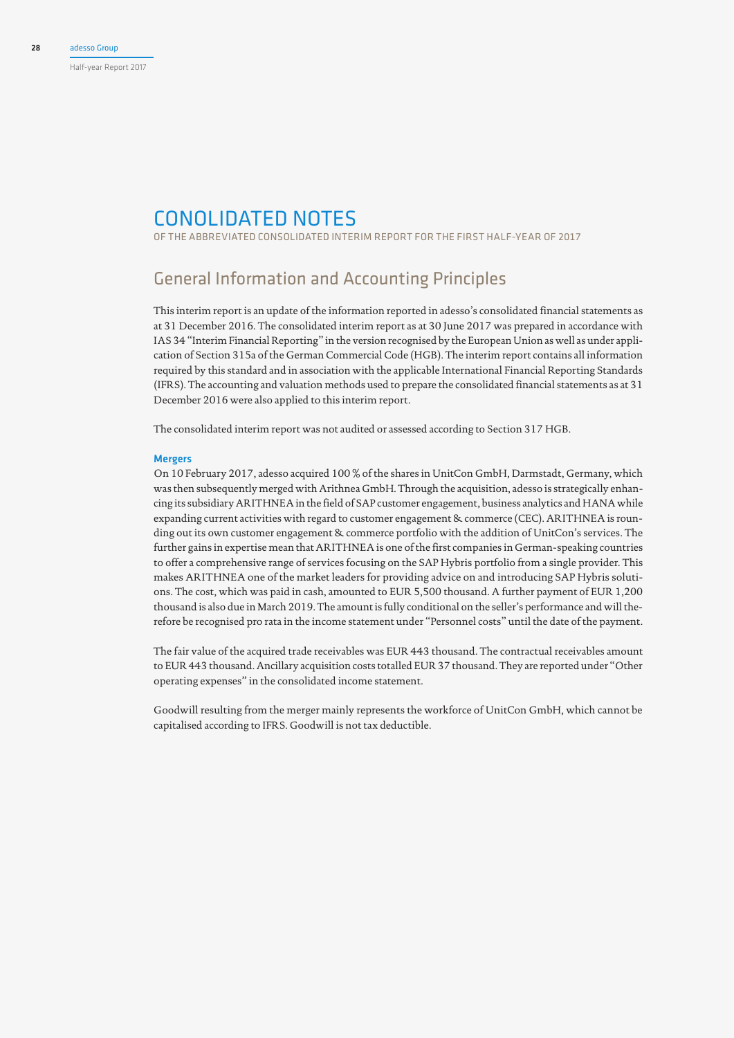# CONOLIDATED NOTES

OF THE ABBREVIATED CONSOLIDATED INTERIM REPORT FOR THE FIRST HALF-YEAR OF 2017

## General Information and Accounting Principles

This interim report is an update of the information reported in adesso's consolidated financial statements as at 31 December 2016. The consolidated interim report as at 30 June 2017 was prepared in accordance with IAS 34 "Interim Financial Reporting" in the version recognised by the European Union as well as under application of Section 315a of the German Commercial Code (HGB). The interim report contains all information required by this standard and in association with the applicable International Financial Reporting Standards (IFRS). The accounting and valuation methods used to prepare the consolidated financial statements as at 31 December 2016 were also applied to this interim report.

The consolidated interim report was not audited or assessed according to Section 317 HGB.

### Mergers

On 10 February 2017, adesso acquired 100 % of the shares in UnitCon GmbH, Darmstadt, Germany, which was then subsequently merged with Arithnea GmbH. Through the acquisition, adesso is strategically enhancing its subsidiary ARITHNEA in the field of SAP customer engagement, business analytics and HANA while expanding current activities with regard to customer engagement & commerce (CEC). ARITHNEA is rounding out its own customer engagement & commerce portfolio with the addition of UnitCon's services. The further gains in expertise mean that ARITHNEA is one of the first companies in German-speaking countries to offer a comprehensive range of services focusing on the SAP Hybris portfolio from a single provider. This makes ARITHNEA one of the market leaders for providing advice on and introducing SAP Hybris solutions. The cost, which was paid in cash, amounted to EUR 5,500 thousand. A further payment of EUR 1,200 thousand is also due in March 2019. The amount is fully conditional on the seller's performance and will therefore be recognised pro rata in the income statement under "Personnel costs" until the date of the payment.

The fair value of the acquired trade receivables was EUR 443 thousand. The contractual receivables amount to EUR 443 thousand. Ancillary acquisition costs totalled EUR 37 thousand. They are reported under "Other operating expenses" in the consolidated income statement.

Goodwill resulting from the merger mainly represents the workforce of UnitCon GmbH, which cannot be capitalised according to IFRS. Goodwill is not tax deductible.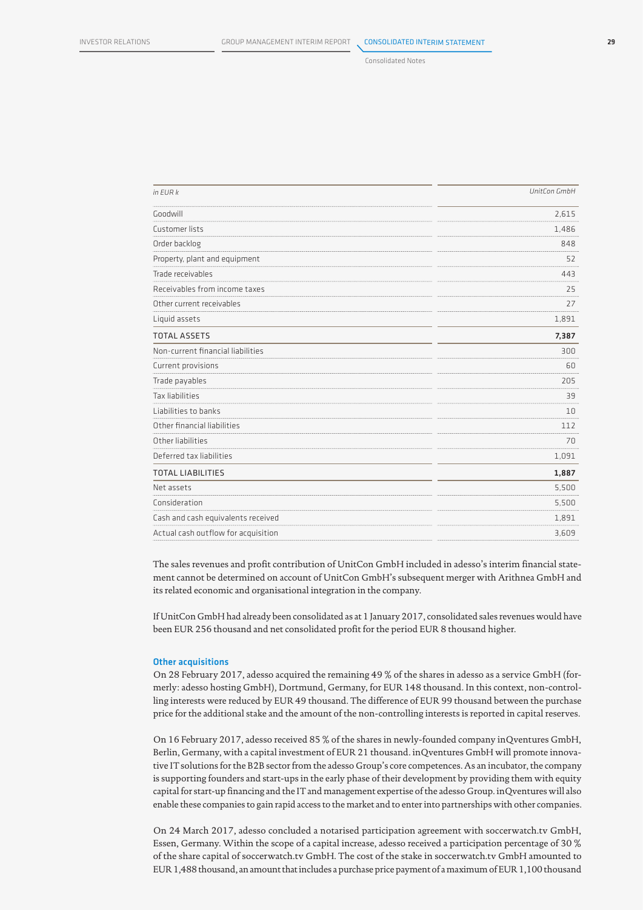| in EUR k | UnitCon GmbH |
|---|---|
| Goodwill | 2,615 |
| Customer lists | 1,486 |
| Order backlog | 848 |
| Property, plant and equipment | 52 |
| Trade receivables | 443 |
| Receivables from income taxes | 25 |
| Other current receivables | 27 |
| Liquid assets | 1,891 |
| **TOTAL ASSETS** | **7,387** |
| Non-current financial liabilities | 300 |
| Current provisions | 60 |
| Trade payables | 205 |
| Tax liabilities | 39 |
| Liabilities to banks | 10 |
| Other financial liabilities | 112 |
| Other liabilities | 70 |
| Deferred tax liabilities | 1,091 |
| **TOTAL LIABILITIES** | **1,887** |
| Net assets | 5,500 |
| Consideration | 5,500 |
| Cash and cash equivalents received | 1,891 |
| Actual cash outflow for acquisition | 3,609 |

The sales revenues and profit contribution of UnitCon GmbH included in adesso's interim financial statement cannot be determined on account of UnitCon GmbH's subsequent merger with Arithnea GmbH and its related economic and organisational integration in the company.

If UnitCon GmbH had already been consolidated as at 1 January 2017, consolidated sales revenues would have been EUR 256 thousand and net consolidated profit for the period EUR 8 thousand higher.

### Other acquisitions

On 28 February 2017, adesso acquired the remaining 49 % of the shares in adesso as a service GmbH (formerly: adesso hosting GmbH), Dortmund, Germany, for EUR 148 thousand. In this context, non-controlling interests were reduced by EUR 49 thousand. The difference of EUR 99 thousand between the purchase price for the additional stake and the amount of the non-controlling interests is reported in capital reserves.

On 16 February 2017, adesso received 85 % of the shares in newly-founded company inQventures GmbH, Berlin, Germany, with a capital investment of EUR 21 thousand. inQventures GmbH will promote innovative IT solutions for the B2B sector from the adesso Group's core competences. As an incubator, the company is supporting founders and start-ups in the early phase of their development by providing them with equity capital for start-up financing and the IT and management expertise of the adesso Group. inQventures will also enable these companies to gain rapid access to the market and to enter into partnerships with other companies.

On 24 March 2017, adesso concluded a notarised participation agreement with soccerwatch.tv GmbH, Essen, Germany. Within the scope of a capital increase, adesso received a participation percentage of 30 % of the share capital of soccerwatch.tv GmbH. The cost of the stake in soccerwatch.tv GmbH amounted to EUR 1,488 thousand, an amount that includes a purchase price payment of a maximum of EUR 1,100 thousand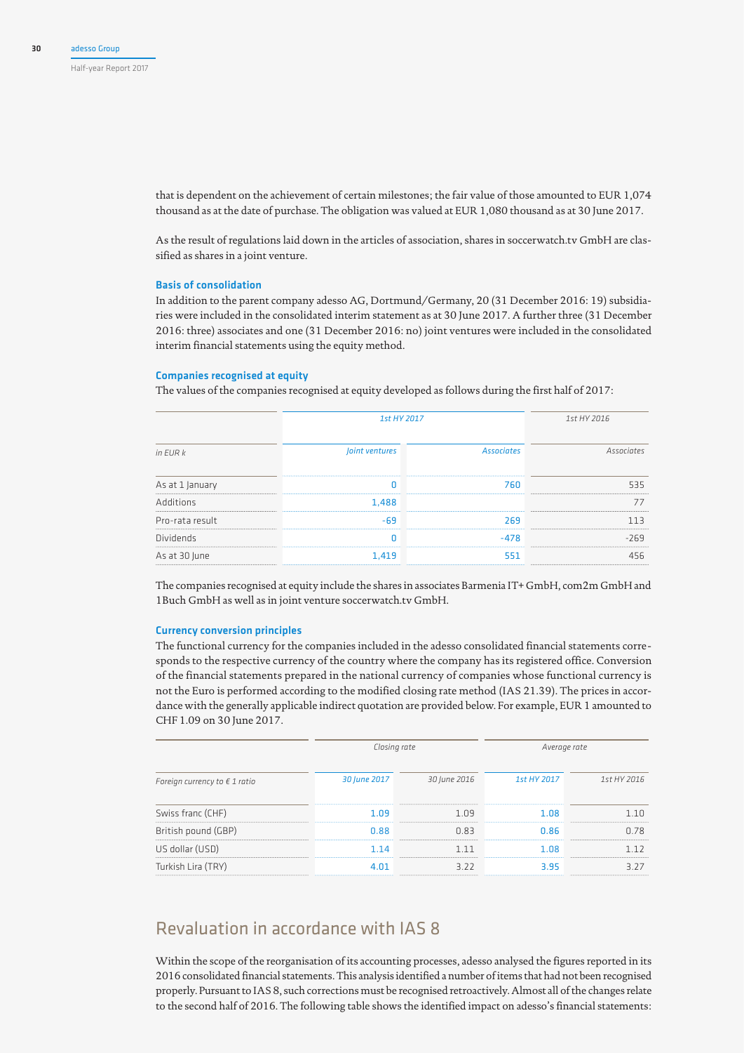that is dependent on the achievement of certain milestones; the fair value of those amounted to EUR 1,074 thousand as at the date of purchase. The obligation was valued at EUR 1,080 thousand as at 30 June 2017.

As the result of regulations laid down in the articles of association, shares in soccerwatch.tv GmbH are classified as shares in a joint venture.

### Basis of consolidation

In addition to the parent company adesso AG, Dortmund/Germany, 20 (31 December 2016: 19) subsidiaries were included in the consolidated interim statement as at 30 June 2017. A further three (31 December 2016: three) associates and one (31 December 2016: no) joint ventures were included in the consolidated interim financial statements using the equity method.

### Companies recognised at equity

The values of the companies recognised at equity developed as follows during the first half of 2017:

| | *1st HY 2017* | | *1st HY 2016* |
|---|---|---|---|
| *in EUR k* | *Joint ventures* | *Associates* | *Associates* |
| As at 1 January | 0 | 760 | 535 |
| Additions | 1,488 | | 77 |
| Pro-rata result | -69 | 269 | 113 |
| Dividends | 0 | -478 | -269 |
| As at 30 June | 1,419 | 551 | 456 |

The companies recognised at equity include the shares in associates Barmenia IT+ GmbH, com2m GmbH and 1Buch GmbH as well as in joint venture soccerwatch.tv GmbH.

### Currency conversion principles

The functional currency for the companies included in the adesso consolidated financial statements corresponds to the respective currency of the country where the company has its registered office. Conversion of the financial statements prepared in the national currency of companies whose functional currency is not the Euro is performed according to the modified closing rate method (IAS 21.39). The prices in accordance with the generally applicable indirect quotation are provided below. For example, EUR 1 amounted to CHF 1.09 on 30 June 2017.

| | *Closing rate* | | *Average rate* | |
|---|---|---|---|---|
| *Foreign currency to € 1 ratio* | *30 June 2017* | *30 June 2016* | *1st HY 2017* | *1st HY 2016* |
| Swiss franc (CHF) | 1.09 | 1.09 | 1.08 | 1.10 |
| British pound (GBP) | 0.88 | 0.83 | 0.86 | 0.78 |
| US dollar (USD) | 1.14 | 1.11 | 1.08 | 1.12 |
| Turkish Lira (TRY) | 4.01 | 3.22 | 3.95 | 3.27 |

## Revaluation in accordance with IAS 8

Within the scope of the reorganisation of its accounting processes, adesso analysed the figures reported in its 2016 consolidated financial statements. This analysis identified a number of items that had not been recognised properly. Pursuant to IAS 8, such corrections must be recognised retroactively. Almost all of the changes relate to the second half of 2016. The following table shows the identified impact on adesso's financial statements: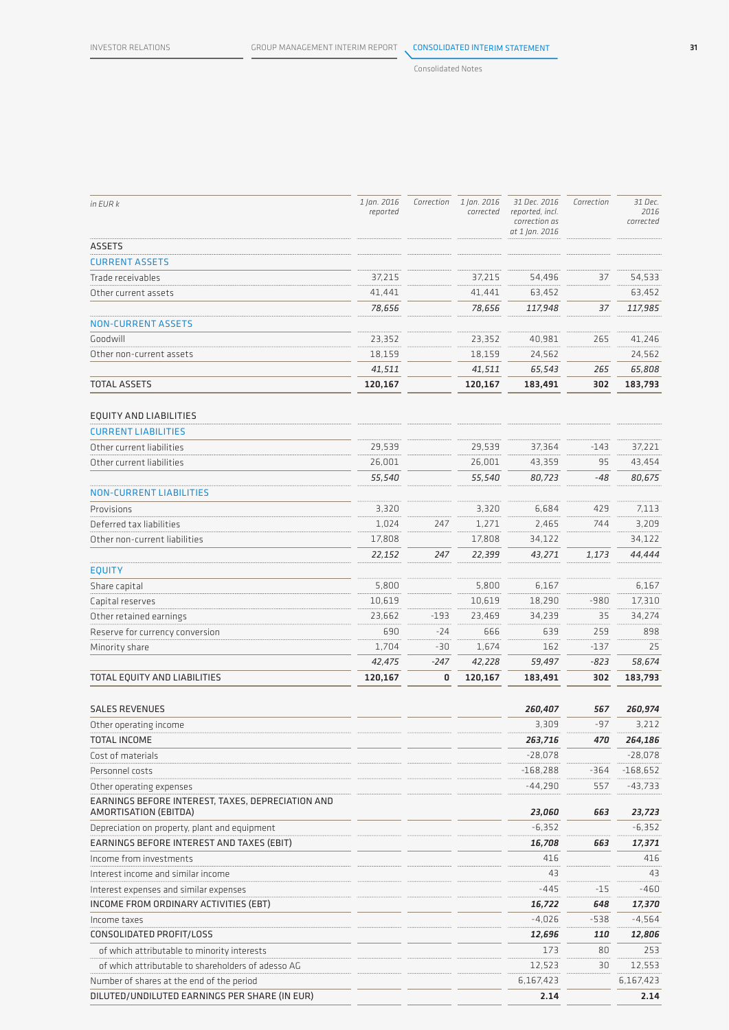| in EUR k | 1 Jan. 2016 reported | Correction | 1 Jan. 2016 corrected | 31 Dec. 2016 reported, incl. correction as at 1 Jan. 2016 | Correction | 31 Dec. 2016 corrected |
|---|---|---|---|---|---|---|
| ASSETS | | | | | | |
| CURRENT ASSETS | | | | | | |
| Trade receivables | 37,215 | | 37,215 | 54,496 | 37 | 54,533 |
| Other current assets | 41,441 | | 41,441 | 63,452 | | 63,452 |
| | *78,656* | | *78,656* | *117,948* | *37* | *117,985* |
| NON-CURRENT ASSETS | | | | | | |
| Goodwill | 23,352 | | 23,352 | 40,981 | 265 | 41,246 |
| Other non-current assets | 18,159 | | 18,159 | 24,562 | | 24,562 |
| | *41,511* | | *41,511* | *65,543* | *265* | *65,808* |
| **TOTAL ASSETS** | **120,167** | | **120,167** | **183,491** | **302** | **183,793** |
| EQUITY AND LIABILITIES | | | | | | |
| CURRENT LIABILITIES | | | | | | |
| Other current liabilities | 29,539 | | 29,539 | 37,364 | -143 | 37,221 |
| Other current liabilities | 26,001 | | 26,001 | 43,359 | 95 | 43,454 |
| | *55,540* | | *55,540* | *80,723* | *-48* | *80,675* |
| NON-CURRENT LIABILITIES | | | | | | |
| Provisions | 3,320 | | 3,320 | 6,684 | 429 | 7,113 |
| Deferred tax liabilities | 1,024 | 247 | 1,271 | 2,465 | 744 | 3,209 |
| Other non-current liabilities | 17,808 | | 17,808 | 34,122 | | 34,122 |
| | *22,152* | *247* | *22,399* | *43,271* | *1,173* | *44,444* |
| EQUITY | | | | | | |
| Share capital | 5,800 | | 5,800 | 6,167 | | 6,167 |
| Capital reserves | 10,619 | | 10,619 | 18,290 | -980 | 17,310 |
| Other retained earnings | 23,662 | -193 | 23,469 | 34,239 | 35 | 34,274 |
| Reserve for currency conversion | 690 | -24 | 666 | 639 | 259 | 898 |
| Minority share | 1,704 | -30 | 1,674 | 162 | -137 | 25 |
| | *42,475* | *-247* | *42,228* | *59,497* | *-823* | *58,674* |
| **TOTAL EQUITY AND LIABILITIES** | **120,167** | **0** | **120,167** | **183,491** | **302** | **183,793** |
| SALES REVENUES | | | | ***260,407*** | ***567*** | ***260,974*** |
| Other operating income | | | | 3,309 | -97 | 3,212 |
| TOTAL INCOME | | | | ***263,716*** | ***470*** | ***264,186*** |
| Cost of materials | | | | -28,078 | | -28,078 |
| Personnel costs | | | | -168,288 | -364 | -168,652 |
| Other operating expenses | | | | -44,290 | 557 | -43,733 |
| EARNINGS BEFORE INTEREST, TAXES, DEPRECIATION AND AMORTISATION (EBITDA) | | | | ***23,060*** | ***663*** | ***23,723*** |
| Depreciation on property, plant and equipment | | | | -6,352 | | -6,352 |
| EARNINGS BEFORE INTEREST AND TAXES (EBIT) | | | | ***16,708*** | ***663*** | ***17,371*** |
| Income from investments | | | | 416 | | 416 |
| Interest income and similar income | | | | 43 | | 43 |
| Interest expenses and similar expenses | | | | -445 | -15 | -460 |
| INCOME FROM ORDINARY ACTIVITIES (EBT) | | | | ***16,722*** | ***648*** | ***17,370*** |
| Income taxes | | | | -4,026 | -538 | -4,564 |
| CONSOLIDATED PROFIT/LOSS | | | | ***12,696*** | ***110*** | ***12,806*** |
| of which attributable to minority interests | | | | 173 | 80 | 253 |
| of which attributable to shareholders of adesso AG | | | | 12,523 | 30 | 12,553 |
| Number of shares at the end of the period | | | | 6,167,423 | | 6,167,423 |
| DILUTED/UNDILUTED EARNINGS PER SHARE (IN EUR) | | | | **2.14** | | **2.14** |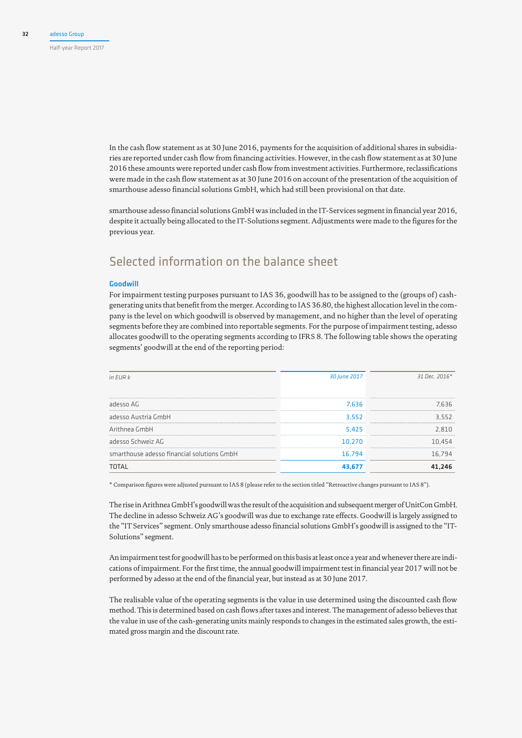In the cash flow statement as at 30 June 2016, payments for the acquisition of additional shares in subsidiaries are reported under cash flow from financing activities. However, in the cash flow statement as at 30 June 2016 these amounts were reported under cash flow from investment activities. Furthermore, reclassifications were made in the cash flow statement as at 30 June 2016 on account of the presentation of the acquisition of smarthouse adesso financial solutions GmbH, which had still been provisional on that date.

smarthouse adesso financial solutions GmbH was included in the IT-Services segment in financial year 2016, despite it actually being allocated to the IT-Solutions segment. Adjustments were made to the figures for the previous year.

## Selected information on the balance sheet

### Goodwill

For impairment testing purposes pursuant to IAS 36, goodwill has to be assigned to the (groups of) cash-generating units that benefit from the merger. According to IAS 36.80, the highest allocation level in the company is the level on which goodwill is observed by management, and no higher than the level of operating segments before they are combined into reportable segments. For the purpose of impairment testing, adesso allocates goodwill to the operating segments according to IFRS 8. The following table shows the operating segments' goodwill at the end of the reporting period:

| *in EUR k* | *30 June 2017* | *31 Dec. 2016\** |
|---|---|---|
| adesso AG | 7,636 | 7,636 |
| adesso Austria GmbH | 3,552 | 3,552 |
| Arithnea GmbH | 5,425 | 2,810 |
| adesso Schweiz AG | 10,270 | 10,454 |
| smarthouse adesso financial solutions GmbH | 16,794 | 16,794 |
| TOTAL | **43,677** | **41,246** |

\* Comparison figures were adjusted pursuant to IAS 8 (please refer to the section titled "Retroactive changes pursuant to IAS 8").

The rise in Arithnea GmbH's goodwill was the result of the acquisition and subsequent merger of UnitCon GmbH. The decline in adesso Schweiz AG's goodwill was due to exchange rate effects. Goodwill is largely assigned to the "IT Services" segment. Only smarthouse adesso financial solutions GmbH's goodwill is assigned to the "IT-Solutions" segment.

An impairment test for goodwill has to be performed on this basis at least once a year and whenever there are indications of impairment. For the first time, the annual goodwill impairment test in financial year 2017 will not be performed by adesso at the end of the financial year, but instead as at 30 June 2017.

The realisable value of the operating segments is the value in use determined using the discounted cash flow method. This is determined based on cash flows after taxes and interest. The management of adesso believes that the value in use of the cash-generating units mainly responds to changes in the estimated sales growth, the estimated gross margin and the discount rate.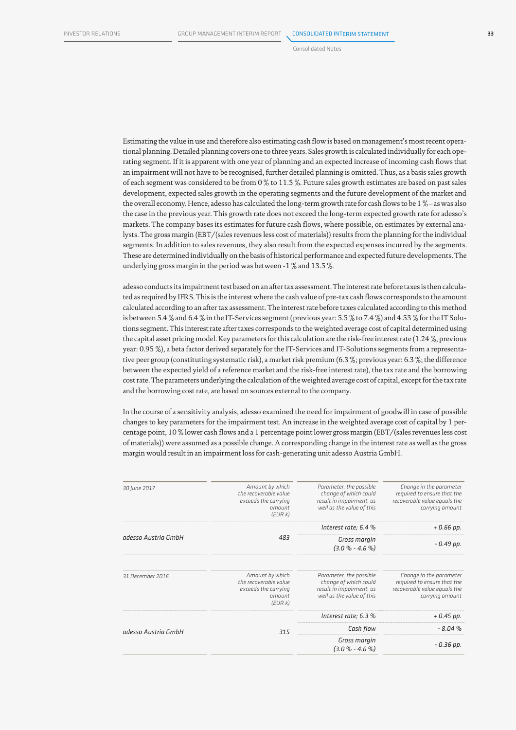Estimating the value in use and therefore also estimating cash flow is based on management's most recent operational planning. Detailed planning covers one to three years. Sales growth is calculated individually for each operating segment. If it is apparent with one year of planning and an expected increase of incoming cash flows that an impairment will not have to be recognised, further detailed planning is omitted. Thus, as a basis sales growth of each segment was considered to be from 0 % to 11.5 %. Future sales growth estimates are based on past sales development, expected sales growth in the operating segments and the future development of the market and the overall economy. Hence, adesso has calculated the long-term growth rate for cash flows to be 1 % – as was also the case in the previous year. This growth rate does not exceed the long-term expected growth rate for adesso's markets. The company bases its estimates for future cash flows, where possible, on estimates by external analysts. The gross margin (EBT/(sales revenues less cost of materials)) results from the planning for the individual segments. In addition to sales revenues, they also result from the expected expenses incurred by the segments. These are determined individually on the basis of historical performance and expected future developments. The underlying gross margin in the period was between -1 % and 13.5 %.

adesso conducts its impairment test based on an after tax assessment. The interest rate before taxes is then calculated as required by IFRS. This is the interest where the cash value of pre-tax cash flows corresponds to the amount calculated according to an after tax assessment. The interest rate before taxes calculated according to this method is between 5.4 % and 6.4 % in the IT-Services segment (previous year: 5.5 % to 7.4 %) and 4.53 % for the IT Solutions segment. This interest rate after taxes corresponds to the weighted average cost of capital determined using the capital asset pricing model. Key parameters for this calculation are the risk-free interest rate (1.24 %, previous year: 0.95 %), a beta factor derived separately for the IT-Services and IT-Solutions segments from a representative peer group (constituting systematic risk), a market risk premium (6.3 %; previous year: 6.3 %; the difference between the expected yield of a reference market and the risk-free interest rate), the tax rate and the borrowing cost rate. The parameters underlying the calculation of the weighted average cost of capital, except for the tax rate and the borrowing cost rate, are based on sources external to the company.

In the course of a sensitivity analysis, adesso examined the need for impairment of goodwill in case of possible changes to key parameters for the impairment test. An increase in the weighted average cost of capital by 1 percentage point, 10 % lower cash flows and a 1 percentage point lower gross margin (EBT/(sales revenues less cost of materials)) were assumed as a possible change. A corresponding change in the interest rate as well as the gross margin would result in an impairment loss for cash-generating unit adesso Austria GmbH.

| *30 June 2017* | *Amount by which the recoverable value exceeds the carrying amount (EUR k)* | *Parameter, the possible change of which could result in impairment, as well as the value of this* | *Change in the parameter required to ensure that the recoverable value equals the carrying amount* |
|---|---|---|---|
| *adesso Austria GmbH* | *483* | *Interest rate; 6.4 %* | *+ 0.66 pp.* |
| | | *Gross margin (3.0 % - 4.6 %)* | *- 0.49 pp.* |

| *31 December 2016* | *Amount by which the recoverable value exceeds the carrying amount (EUR k)* | *Parameter, the possible change of which could result in impairment, as well as the value of this* | *Change in the parameter required to ensure that the recoverable value equals the carrying amount* |
|---|---|---|---|
| *adesso Austria GmbH* | *315* | *Interest rate; 6.3 %* | *+ 0.45 pp.* |
| | | *Cash flow* | *- 8.04 %* |
| | | *Gross margin (3.0 % - 4.6 %)* | *- 0.36 pp.* |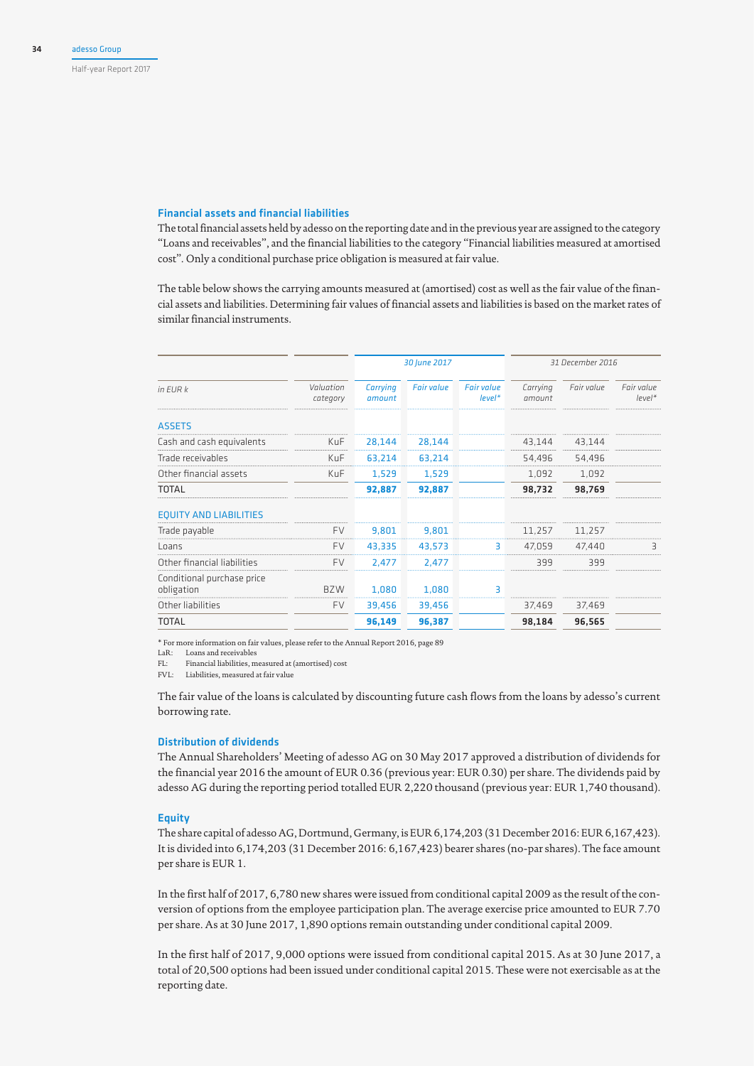### Financial assets and financial liabilities

The total financial assets held by adesso on the reporting date and in the previous year are assigned to the category "Loans and receivables", and the financial liabilities to the category "Financial liabilities measured at amortised cost". Only a conditional purchase price obligation is measured at fair value.

The table below shows the carrying amounts measured at (amortised) cost as well as the fair value of the financial assets and liabilities. Determining fair values of financial assets and liabilities is based on the market rates of similar financial instruments.

| | | 30 June 2017 | | | 31 December 2016 | | |
|---|---|---|---|---|---|---|---|
| *in EUR k* | *Valuation category* | *Carrying amount* | *Fair value* | *Fair value level\** | *Carrying amount* | *Fair value* | *Fair value level\** |
| **ASSETS** | | | | | | | |
| Cash and cash equivalents | KuF | 28,144 | 28,144 | | 43,144 | 43,144 | |
| Trade receivables | KuF | 63,214 | 63,214 | | 54,496 | 54,496 | |
| Other financial assets | KuF | 1,529 | 1,529 | | 1,092 | 1,092 | |
| **TOTAL** | | **92,887** | **92,887** | | **98,732** | **98,769** | |
| **EQUITY AND LIABILITIES** | | | | | | | |
| Trade payable | FV | 9,801 | 9,801 | | 11,257 | 11,257 | |
| Loans | FV | 43,335 | 43,573 | 3 | 47,059 | 47,440 | 3 |
| Other financial liabilities | FV | 2,477 | 2,477 | | 399 | 399 | |
| Conditional purchase price obligation | BZW | 1,080 | 1,080 | 3 | | | |
| Other liabilities | FV | 39,456 | 39,456 | | 37,469 | 37,469 | |
| **TOTAL** | | **96,149** | **96,387** | | **98,184** | **96,565** | |

\* For more information on fair values, please refer to the Annual Report 2016, page 89
LaR: Loans and receivables
FL: Financial liabilities, measured at (amortised) cost
FVL: Liabilities, measured at fair value

The fair value of the loans is calculated by discounting future cash flows from the loans by adesso's current borrowing rate.

### Distribution of dividends

The Annual Shareholders' Meeting of adesso AG on 30 May 2017 approved a distribution of dividends for the financial year 2016 the amount of EUR 0.36 (previous year: EUR 0.30) per share. The dividends paid by adesso AG during the reporting period totalled EUR 2,220 thousand (previous year: EUR 1,740 thousand).

### Equity

The share capital of adesso AG, Dortmund, Germany, is EUR 6,174,203 (31 December 2016: EUR 6,167,423). It is divided into 6,174,203 (31 December 2016: 6,167,423) bearer shares (no-par shares). The face amount per share is EUR 1.

In the first half of 2017, 6,780 new shares were issued from conditional capital 2009 as the result of the conversion of options from the employee participation plan. The average exercise price amounted to EUR 7.70 per share. As at 30 June 2017, 1,890 options remain outstanding under conditional capital 2009.

In the first half of 2017, 9,000 options were issued from conditional capital 2015. As at 30 June 2017, a total of 20,500 options had been issued under conditional capital 2015. These were not exercisable as at the reporting date.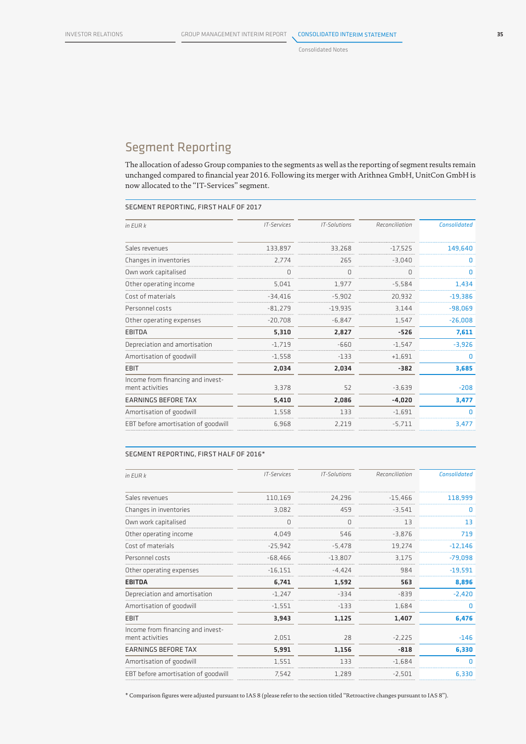## Segment Reporting

The allocation of adesso Group companies to the segments as well as the reporting of segment results remain unchanged compared to financial year 2016. Following its merger with Arithnea GmbH, UnitCon GmbH is now allocated to the "IT-Services" segment.

SEGMENT REPORTING, FIRST HALF OF 2017

| *in EUR k* | *IT-Services* | *IT-Solutions* | *Reconciliation* | *Consolidated* |
|---|---|---|---|---|
| Sales revenues | 133,897 | 33,268 | -17,525 | 149,640 |
| Changes in inventories | 2,774 | 265 | -3,040 | 0 |
| Own work capitalised | 0 | 0 | 0 | 0 |
| Other operating income | 5,041 | 1,977 | -5,584 | 1,434 |
| Cost of materials | -34,416 | -5,902 | 20,932 | -19,386 |
| Personnel costs | -81,279 | -19,935 | 3,144 | -98,069 |
| Other operating expenses | -20,708 | -6,847 | 1,547 | -26,008 |
| **EBITDA** | **5,310** | **2,827** | **-526** | **7,611** |
| Depreciation and amortisation | -1,719 | -660 | -1,547 | -3,926 |
| Amortisation of goodwill | -1,558 | -133 | +1,691 | 0 |
| **EBIT** | **2,034** | **2,034** | **-382** | **3,685** |
| Income from financing and investment activities | 3,378 | 52 | -3,639 | -208 |
| **EARNINGS BEFORE TAX** | **5,410** | **2,086** | **-4,020** | **3,477** |
| Amortisation of goodwill | 1,558 | 133 | -1,691 | 0 |
| EBT before amortisation of goodwill | 6,968 | 2,219 | -5,711 | 3,477 |

SEGMENT REPORTING, FIRST HALF OF 2016*

| *in EUR k* | *IT-Services* | *IT-Solutions* | *Reconciliation* | *Consolidated* |
|---|---|---|---|---|
| Sales revenues | 110,169 | 24,296 | -15,466 | 118,999 |
| Changes in inventories | 3,082 | 459 | -3,541 | 0 |
| Own work capitalised | 0 | 0 | 13 | 13 |
| Other operating income | 4,049 | 546 | -3,876 | 719 |
| Cost of materials | -25,942 | -5,478 | 19,274 | -12,146 |
| Personnel costs | -68,466 | -13,807 | 3,175 | -79,098 |
| Other operating expenses | -16,151 | -4,424 | 984 | -19,591 |
| **EBITDA** | **6,741** | **1,592** | **563** | **8,896** |
| Depreciation and amortisation | -1,247 | -334 | -839 | -2,420 |
| Amortisation of goodwill | -1,551 | -133 | 1,684 | 0 |
| **EBIT** | **3,943** | **1,125** | **1,407** | **6,476** |
| Income from financing and investment activities | 2,051 | 28 | -2,225 | -146 |
| **EARNINGS BEFORE TAX** | **5,991** | **1,156** | **-818** | **6,330** |
| Amortisation of goodwill | 1,551 | 133 | -1,684 | 0 |
| EBT before amortisation of goodwill | 7,542 | 1,289 | -2,501 | 6,330 |

* Comparison figures were adjusted pursuant to IAS 8 (please refer to the section titled "Retroactive changes pursuant to IAS 8").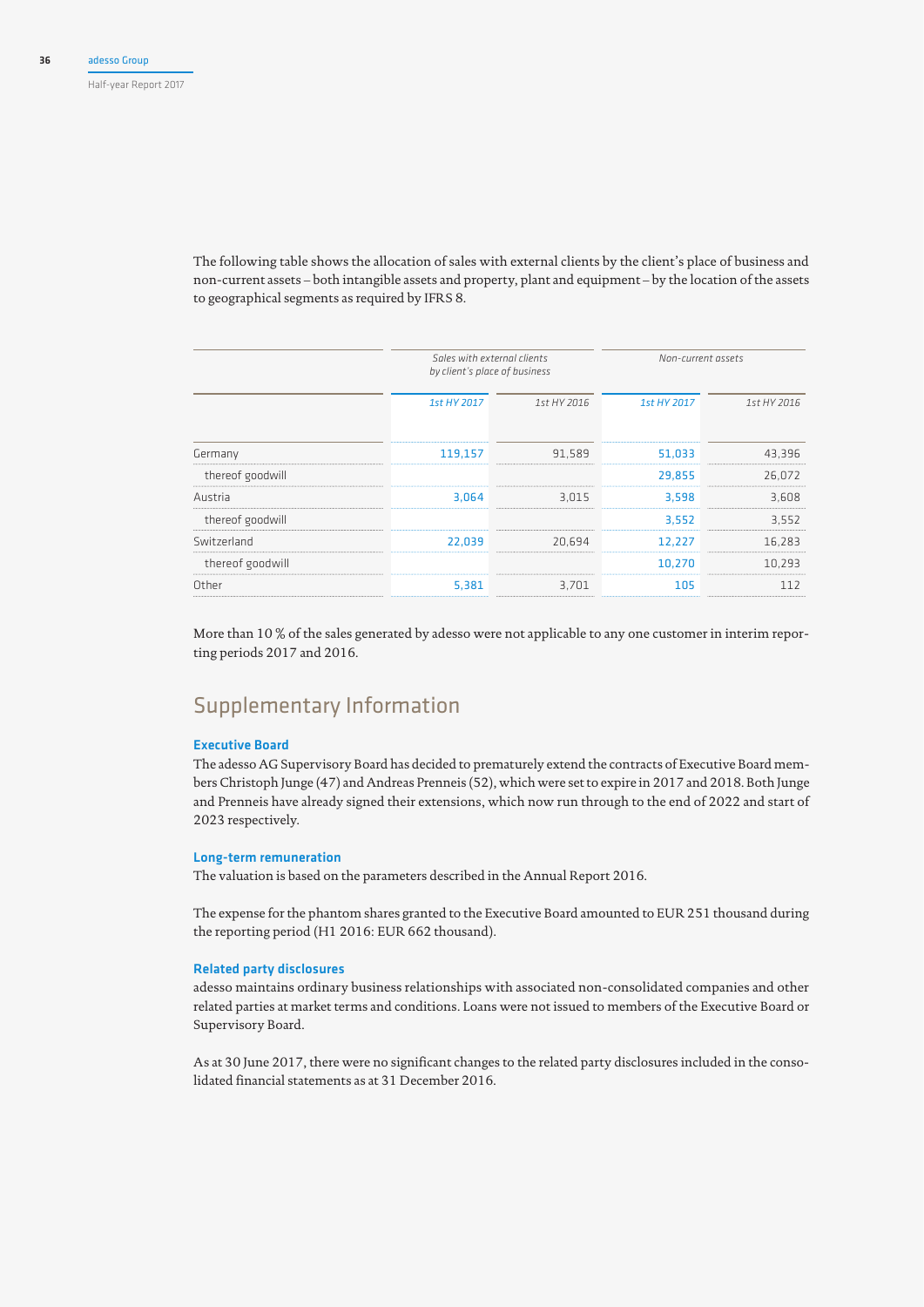The following table shows the allocation of sales with external clients by the client's place of business and non-current assets – both intangible assets and property, plant and equipment – by the location of the assets to geographical segments as required by IFRS 8.

| | Sales with external clients by client's place of business | | Non-current assets | |
|---|---|---|---|---|
| | 1st HY 2017 | 1st HY 2016 | 1st HY 2017 | 1st HY 2016 |
| Germany | 119,157 | 91,589 | 51,033 | 43,396 |
| thereof goodwill | | | 29,855 | 26,072 |
| Austria | 3,064 | 3,015 | 3,598 | 3,608 |
| thereof goodwill | | | 3,552 | 3,552 |
| Switzerland | 22,039 | 20,694 | 12,227 | 16,283 |
| thereof goodwill | | | 10,270 | 10,293 |
| Other | 5,381 | 3,701 | 105 | 112 |

More than 10 % of the sales generated by adesso were not applicable to any one customer in interim reporting periods 2017 and 2016.

## Supplementary Information

### Executive Board

The adesso AG Supervisory Board has decided to prematurely extend the contracts of Executive Board members Christoph Junge (47) and Andreas Prenneis (52), which were set to expire in 2017 and 2018. Both Junge and Prenneis have already signed their extensions, which now run through to the end of 2022 and start of 2023 respectively.

### Long-term remuneration

The valuation is based on the parameters described in the Annual Report 2016.

The expense for the phantom shares granted to the Executive Board amounted to EUR 251 thousand during the reporting period (H1 2016: EUR 662 thousand).

### Related party disclosures

adesso maintains ordinary business relationships with associated non-consolidated companies and other related parties at market terms and conditions. Loans were not issued to members of the Executive Board or Supervisory Board.

As at 30 June 2017, there were no significant changes to the related party disclosures included in the consolidated financial statements as at 31 December 2016.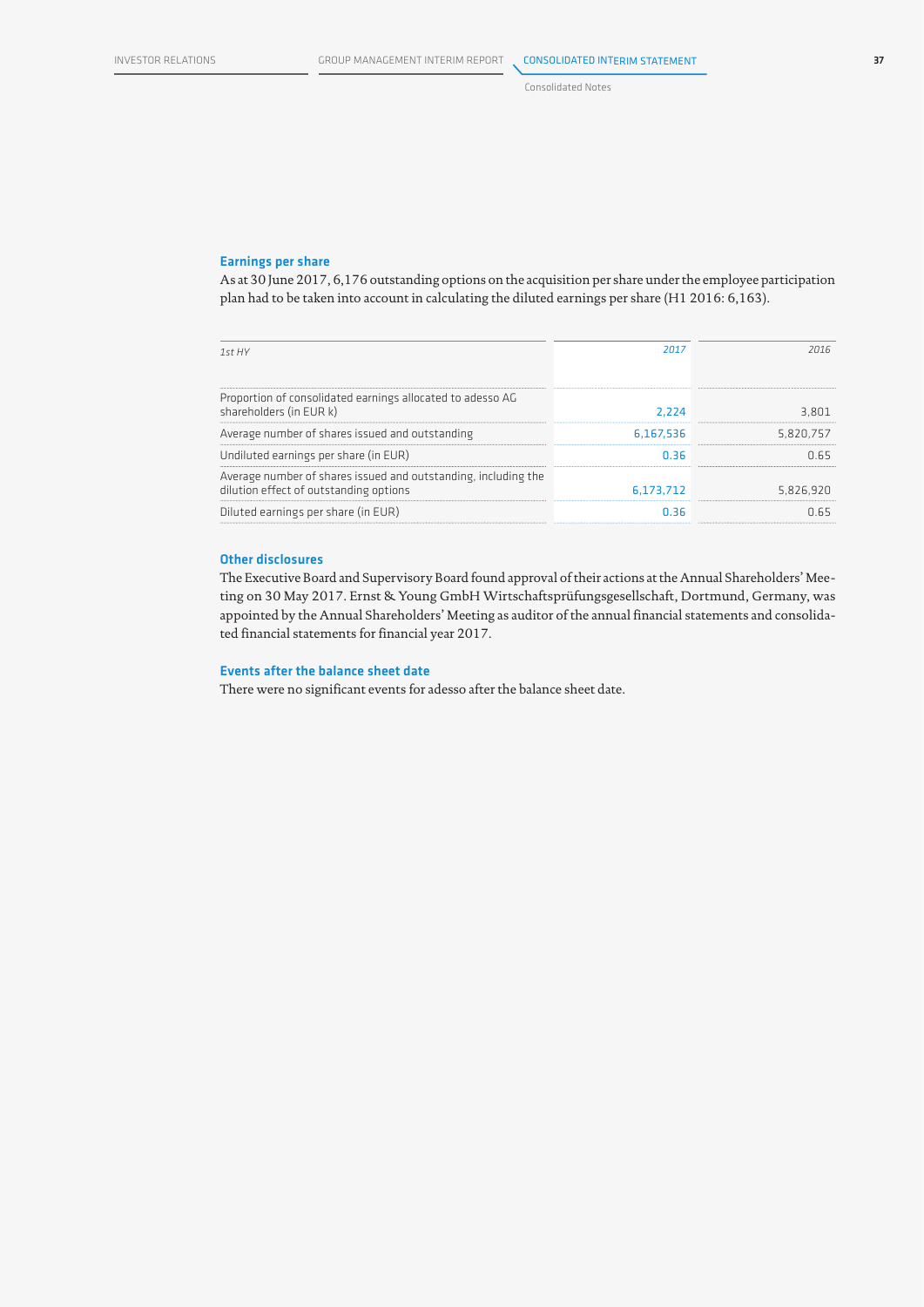## Earnings per share

As at 30 June 2017, 6,176 outstanding options on the acquisition per share under the employee participation plan had to be taken into account in calculating the diluted earnings per share (H1 2016: 6,163).

| *1st HY* | *2017* | *2016* |
|---|---|---|
| Proportion of consolidated earnings allocated to adesso AG shareholders (in EUR k) | 2,224 | 3,801 |
| Average number of shares issued and outstanding | 6,167,536 | 5,820,757 |
| Undiluted earnings per share (in EUR) | 0.36 | 0.65 |
| Average number of shares issued and outstanding, including the dilution effect of outstanding options | 6,173,712 | 5,826,920 |
| Diluted earnings per share (in EUR) | 0.36 | 0.65 |

## Other disclosures

The Executive Board and Supervisory Board found approval of their actions at the Annual Shareholders' Meeting on 30 May 2017. Ernst & Young GmbH Wirtschaftsprüfungsgesellschaft, Dortmund, Germany, was appointed by the Annual Shareholders' Meeting as auditor of the annual financial statements and consolidated financial statements for financial year 2017.

## Events after the balance sheet date

There were no significant events for adesso after the balance sheet date.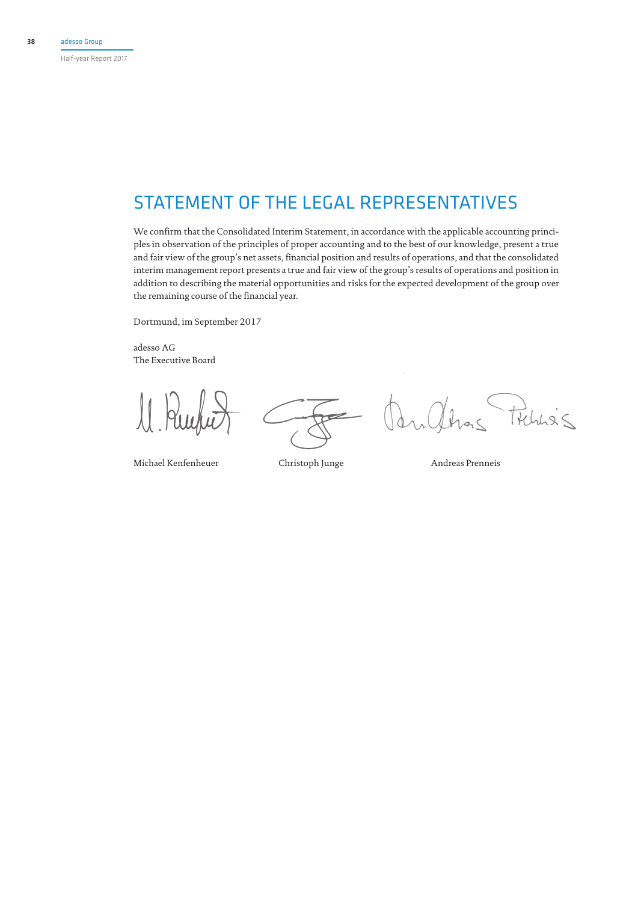# STATEMENT OF THE LEGAL REPRESENTATIVES

We confirm that the Consolidated Interim Statement, in accordance with the applicable accounting principles in observation of the principles of proper accounting and to the best of our knowledge, present a true and fair view of the group's net assets, financial position and results of operations, and that the consolidated interim management report presents a true and fair view of the group's results of operations and position in addition to describing the material opportunities and risks for the expected development of the group over the remaining course of the financial year.

Dortmund, im September 2017

adesso AG
The Executive Board

Michael Kenfenheuer    Christoph Junge    Andreas Prenneis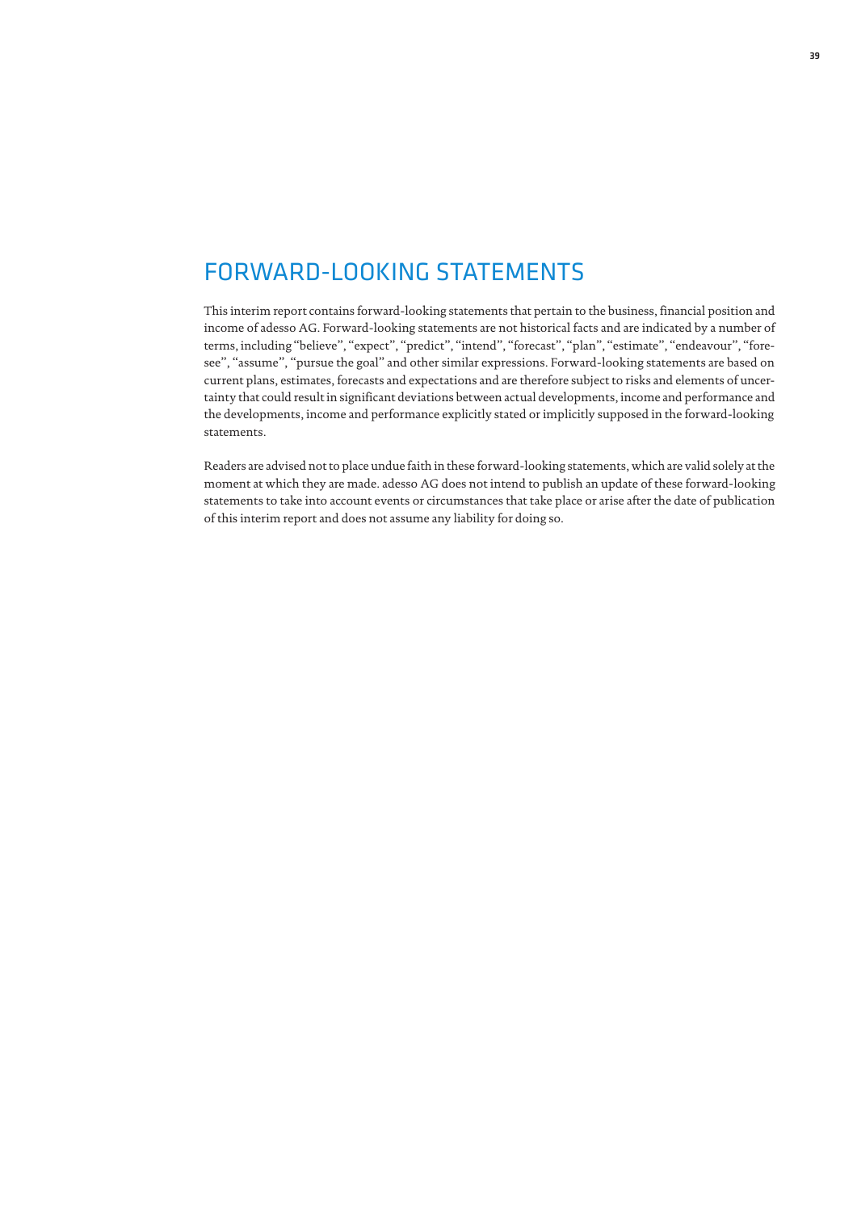# FORWARD-LOOKING STATEMENTS

This interim report contains forward-looking statements that pertain to the business, financial position and income of adesso AG. Forward-looking statements are not historical facts and are indicated by a number of terms, including "believe", "expect", "predict", "intend", "forecast", "plan", "estimate", "endeavour", "foresee", "assume", "pursue the goal" and other similar expressions. Forward-looking statements are based on current plans, estimates, forecasts and expectations and are therefore subject to risks and elements of uncertainty that could result in significant deviations between actual developments, income and performance and the developments, income and performance explicitly stated or implicitly supposed in the forward-looking statements.

Readers are advised not to place undue faith in these forward-looking statements, which are valid solely at the moment at which they are made. adesso AG does not intend to publish an update of these forward-looking statements to take into account events or circumstances that take place or arise after the date of publication of this interim report and does not assume any liability for doing so.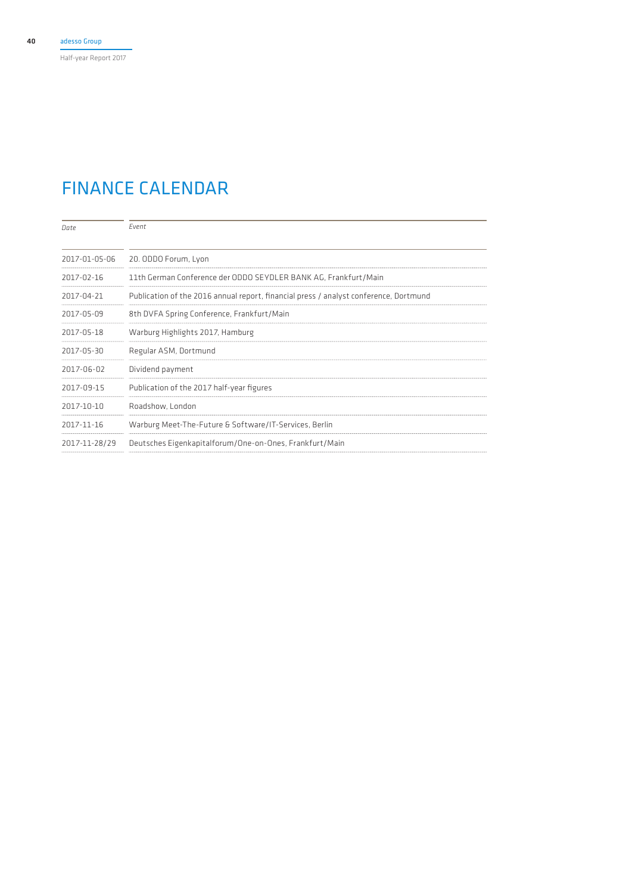# FINANCE CALENDAR

| *Date* | *Event* |
| --- | --- |
| 2017-01-05-06 | 20. ODDO Forum, Lyon |
| 2017-02-16 | 11th German Conference der ODDO SEYDLER BANK AG, Frankfurt/Main |
| 2017-04-21 | Publication of the 2016 annual report, financial press / analyst conference, Dortmund |
| 2017-05-09 | 8th DVFA Spring Conference, Frankfurt/Main |
| 2017-05-18 | Warburg Highlights 2017, Hamburg |
| 2017-05-30 | Regular ASM, Dortmund |
| 2017-06-02 | Dividend payment |
| 2017-09-15 | Publication of the 2017 half-year figures |
| 2017-10-10 | Roadshow, London |
| 2017-11-16 | Warburg Meet-The-Future & Software/IT-Services, Berlin |
| 2017-11-28/29 | Deutsches Eigenkapitalforum/One-on-Ones, Frankfurt/Main |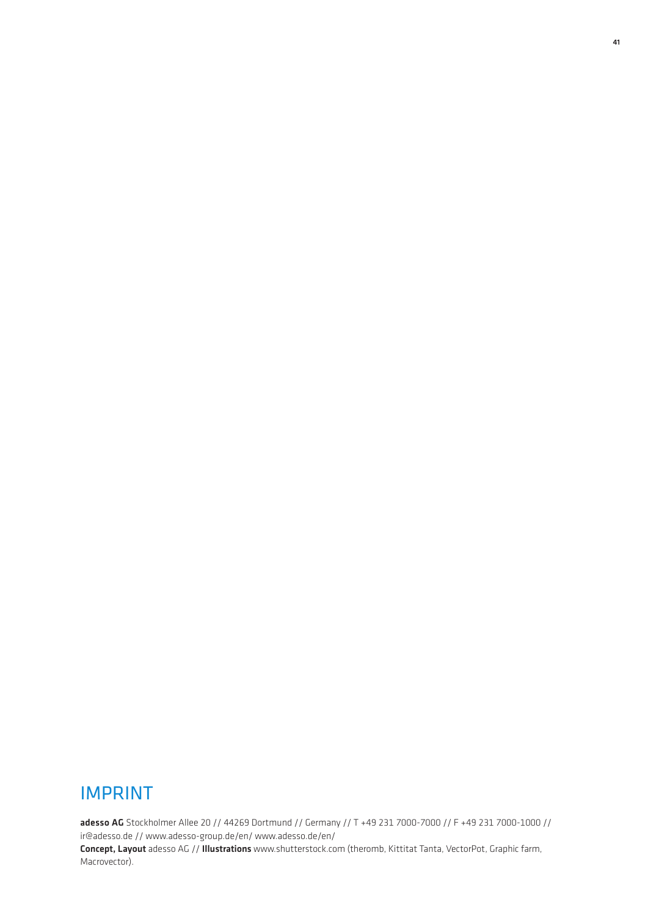# IMPRINT

**adesso AG** Stockholmer Allee 20 // 44269 Dortmund // Germany // T +49 231 7000-7000 // F +49 231 7000-1000 // ir@adesso.de // www.adesso-group.de/en/ www.adesso.de/en/

**Concept, Layout** adesso AG // **Illustrations** www.shutterstock.com (theromb, Kittitat Tanta, VectorPot, Graphic farm, Macrovector).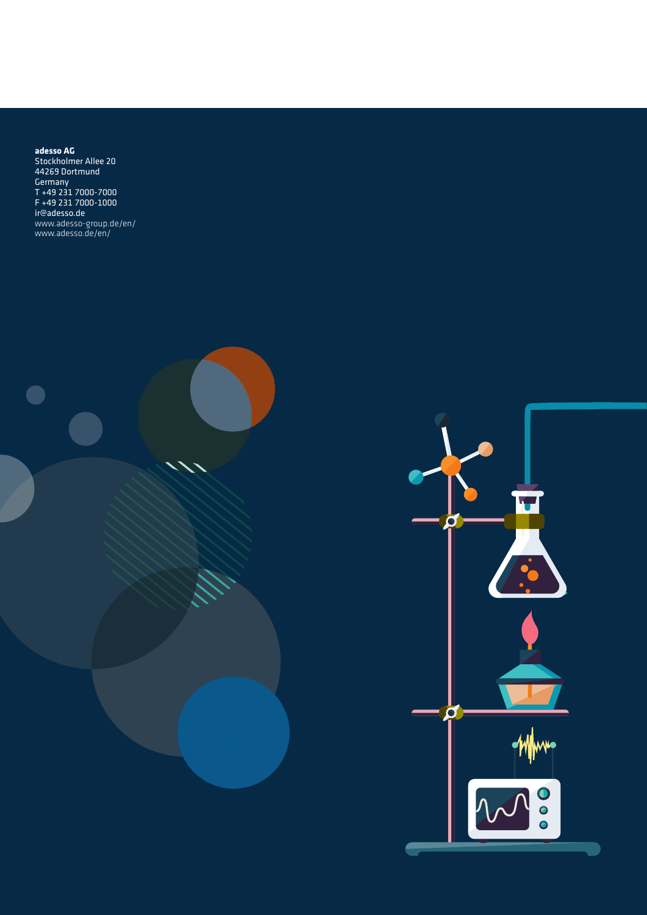**adesso AG**
Stockholmer Allee 20
44269 Dortmund
Germany
T +49 231 7000-7000
F +49 231 7000-1000
ir@adesso.de
www.adesso-group.de/en/
www.adesso.de/en/